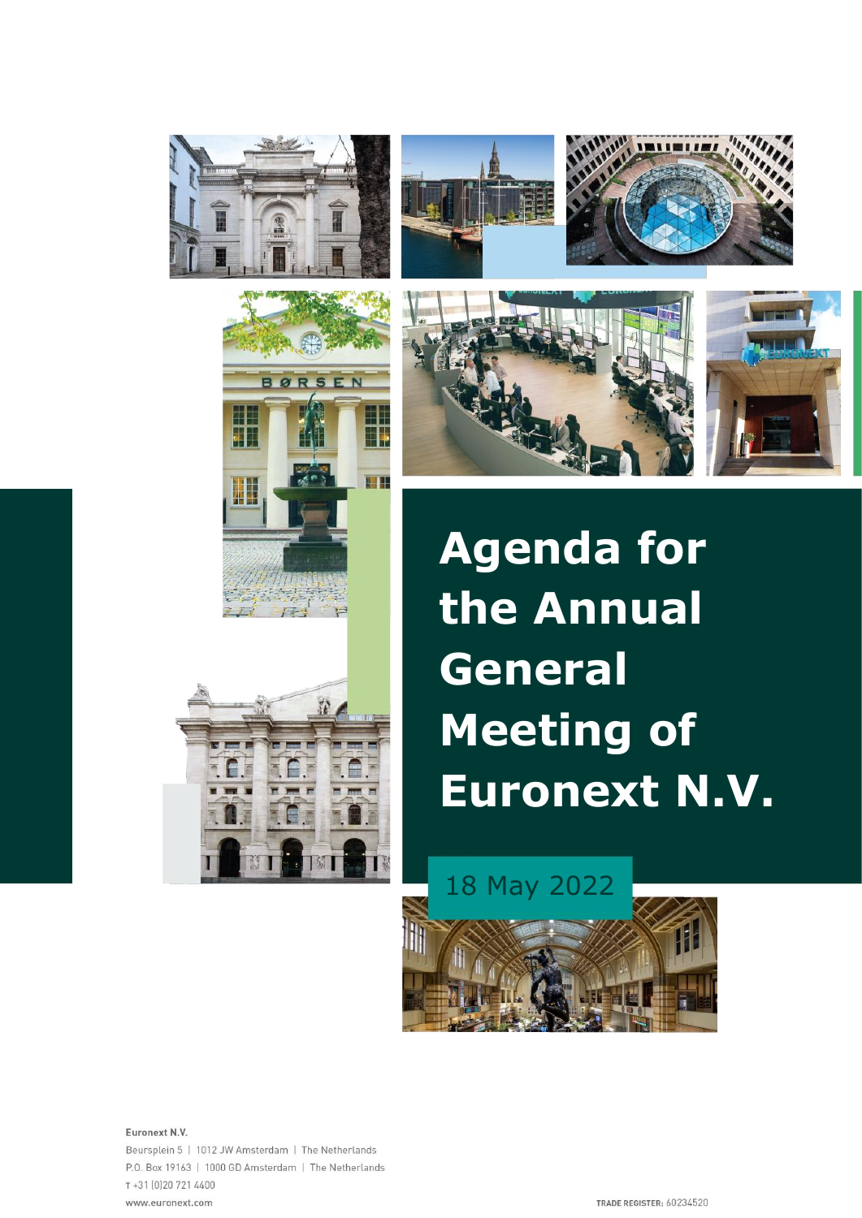# Agenda for the Annual General Meeting of Euronext N.V.

18 May 2022

Euronext N.V.
Beursplein 5 | 1012 JW Amsterdam | The Netherlands
P.O. Box 19163 | 1000 GD Amsterdam | The Netherlands
T +31 (0)20 721 4400
www.euronext.com

TRADE REGISTER: 60234520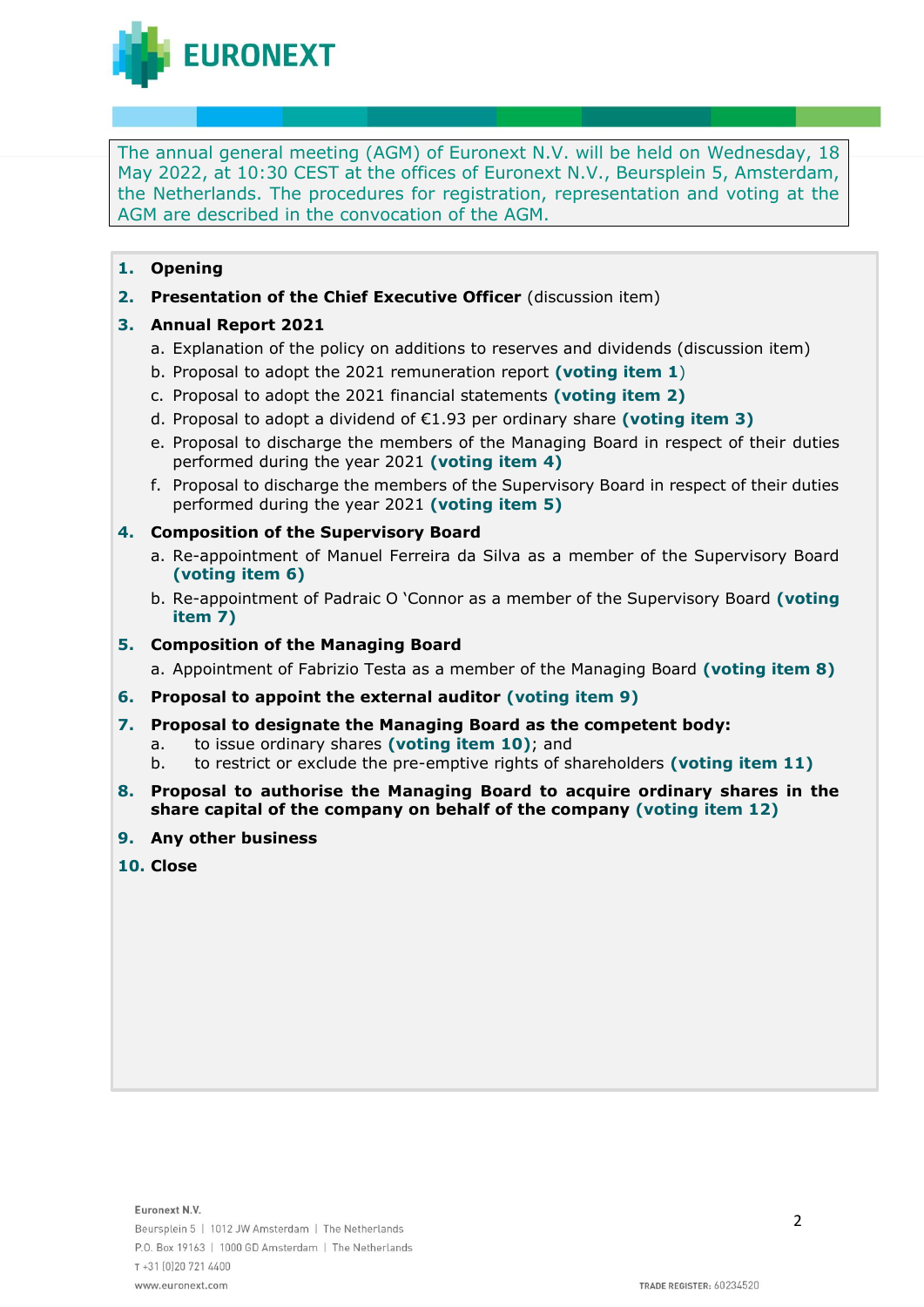The annual general meeting (AGM) of Euronext N.V. will be held on Wednesday, 18 May 2022, at 10:30 CEST at the offices of Euronext N.V., Beursplein 5, Amsterdam, the Netherlands. The procedures for registration, representation and voting at the AGM are described in the convocation of the AGM.

1. **Opening**
2. **Presentation of the Chief Executive Officer** (discussion item)
3. **Annual Report 2021**
   a. Explanation of the policy on additions to reserves and dividends (discussion item)
   b. Proposal to adopt the 2021 remuneration report **(voting item 1**)
   c. Proposal to adopt the 2021 financial statements **(voting item 2)**
   d. Proposal to adopt a dividend of €1.93 per ordinary share **(voting item 3)**
   e. Proposal to discharge the members of the Managing Board in respect of their duties performed during the year 2021 **(voting item 4)**
   f. Proposal to discharge the members of the Supervisory Board in respect of their duties performed during the year 2021 **(voting item 5)**
4. **Composition of the Supervisory Board**
   a. Re-appointment of Manuel Ferreira da Silva as a member of the Supervisory Board **(voting item 6)**
   b. Re-appointment of Padraic O 'Connor as a member of the Supervisory Board **(voting item 7)**
5. **Composition of the Managing Board**
   a. Appointment of Fabrizio Testa as a member of the Managing Board **(voting item 8)**
6. **Proposal to appoint the external auditor (voting item 9)**
7. **Proposal to designate the Managing Board as the competent body:**
   a. to issue ordinary shares **(voting item 10)**; and
   b. to restrict or exclude the pre-emptive rights of shareholders **(voting item 11)**
8. **Proposal to authorise the Managing Board to acquire ordinary shares in the share capital of the company on behalf of the company (voting item 12)**
9. **Any other business**
10. **Close**

Euronext N.V.
Beursplein 5 | 1012 JW Amsterdam | The Netherlands
P.O. Box 19163 | 1000 GD Amsterdam | The Netherlands
T +31 (0)20 721 4400
www.euronext.com

TRADE REGISTER: 60234520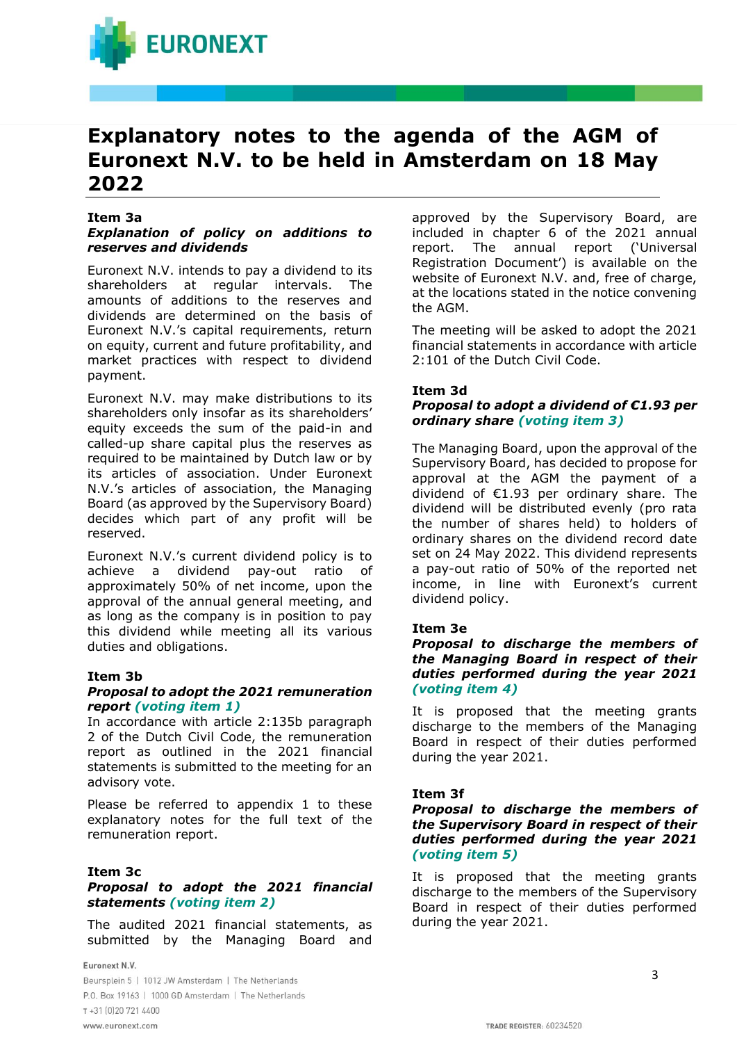# Explanatory notes to the agenda of the AGM of Euronext N.V. to be held in Amsterdam on 18 May 2022

### Item 3a

***Explanation of policy on additions to reserves and dividends***

Euronext N.V. intends to pay a dividend to its shareholders at regular intervals. The amounts of additions to the reserves and dividends are determined on the basis of Euronext N.V.'s capital requirements, return on equity, current and future profitability, and market practices with respect to dividend payment.

Euronext N.V. may make distributions to its shareholders only insofar as its shareholders' equity exceeds the sum of the paid-in and called-up share capital plus the reserves as required to be maintained by Dutch law or by its articles of association. Under Euronext N.V.'s articles of association, the Managing Board (as approved by the Supervisory Board) decides which part of any profit will be reserved.

Euronext N.V.'s current dividend policy is to achieve a dividend pay-out ratio of approximately 50% of net income, upon the approval of the annual general meeting, and as long as the company is in position to pay this dividend while meeting all its various duties and obligations.

### Item 3b

***Proposal to adopt the 2021 remuneration report (voting item 1)***

In accordance with article 2:135b paragraph 2 of the Dutch Civil Code, the remuneration report as outlined in the 2021 financial statements is submitted to the meeting for an advisory vote.

Please be referred to appendix 1 to these explanatory notes for the full text of the remuneration report.

### Item 3c

***Proposal to adopt the 2021 financial statements (voting item 2)***

The audited 2021 financial statements, as submitted by the Managing Board and approved by the Supervisory Board, are included in chapter 6 of the 2021 annual report. The annual report ('Universal Registration Document') is available on the website of Euronext N.V. and, free of charge, at the locations stated in the notice convening the AGM.

The meeting will be asked to adopt the 2021 financial statements in accordance with article 2:101 of the Dutch Civil Code.

### Item 3d

***Proposal to adopt a dividend of €1.93 per ordinary share (voting item 3)***

The Managing Board, upon the approval of the Supervisory Board, has decided to propose for approval at the AGM the payment of a dividend of €1.93 per ordinary share. The dividend will be distributed evenly (pro rata the number of shares held) to holders of ordinary shares on the dividend record date set on 24 May 2022. This dividend represents a pay-out ratio of 50% of the reported net income, in line with Euronext's current dividend policy.

### Item 3e

***Proposal to discharge the members of the Managing Board in respect of their duties performed during the year 2021 (voting item 4)***

It is proposed that the meeting grants discharge to the members of the Managing Board in respect of their duties performed during the year 2021.

### Item 3f

***Proposal to discharge the members of the Supervisory Board in respect of their duties performed during the year 2021 (voting item 5)***

It is proposed that the meeting grants discharge to the members of the Supervisory Board in respect of their duties performed during the year 2021.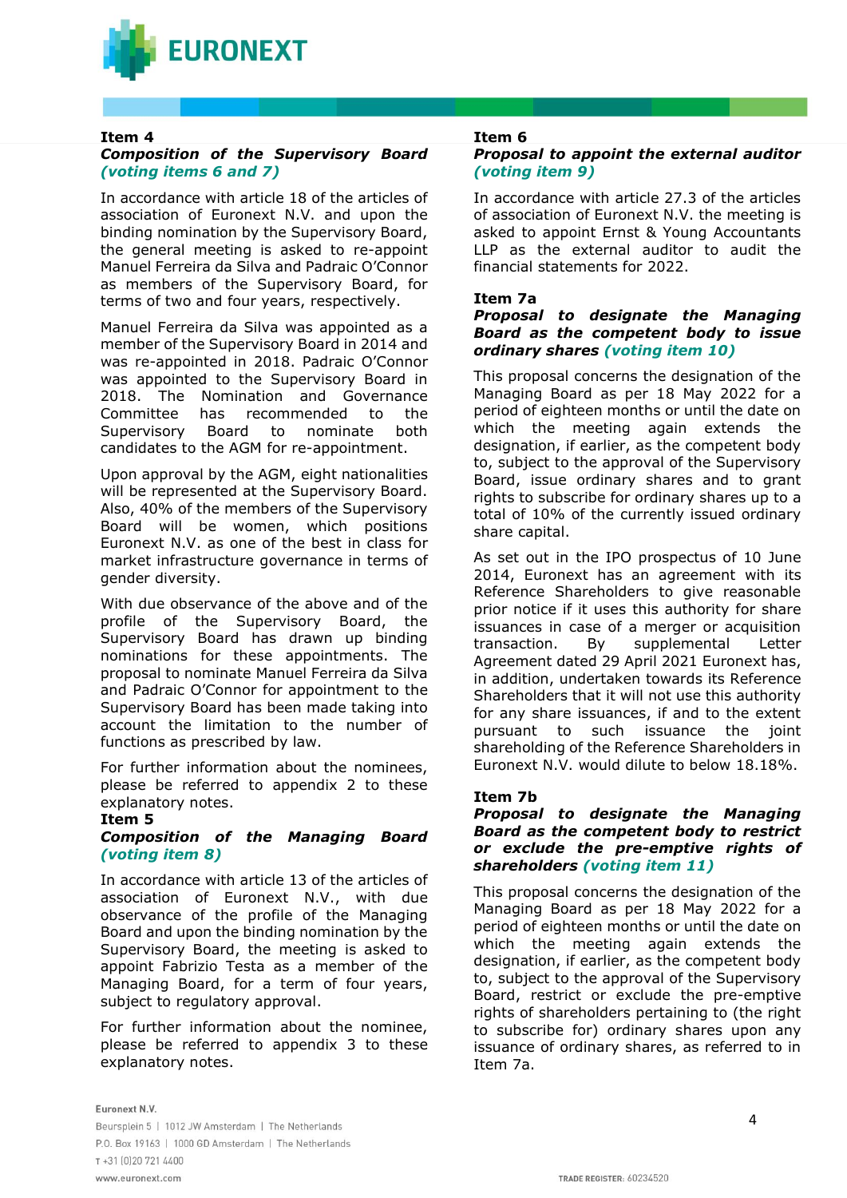**Item 4**

***Composition of the Supervisory Board (voting items 6 and 7)***

In accordance with article 18 of the articles of association of Euronext N.V. and upon the binding nomination by the Supervisory Board, the general meeting is asked to re-appoint Manuel Ferreira da Silva and Padraic O'Connor as members of the Supervisory Board, for terms of two and four years, respectively.

Manuel Ferreira da Silva was appointed as a member of the Supervisory Board in 2014 and was re-appointed in 2018. Padraic O'Connor was appointed to the Supervisory Board in 2018. The Nomination and Governance Committee has recommended to the Supervisory Board to nominate both candidates to the AGM for re-appointment.

Upon approval by the AGM, eight nationalities will be represented at the Supervisory Board. Also, 40% of the members of the Supervisory Board will be women, which positions Euronext N.V. as one of the best in class for market infrastructure governance in terms of gender diversity.

With due observance of the above and of the profile of the Supervisory Board, the Supervisory Board has drawn up binding nominations for these appointments. The proposal to nominate Manuel Ferreira da Silva and Padraic O'Connor for appointment to the Supervisory Board has been made taking into account the limitation to the number of functions as prescribed by law.

For further information about the nominees, please be referred to appendix 2 to these explanatory notes.

**Item 5**

***Composition of the Managing Board (voting item 8)***

In accordance with article 13 of the articles of association of Euronext N.V., with due observance of the profile of the Managing Board and upon the binding nomination by the Supervisory Board, the meeting is asked to appoint Fabrizio Testa as a member of the Managing Board, for a term of four years, subject to regulatory approval.

For further information about the nominee, please be referred to appendix 3 to these explanatory notes.

**Item 6**

***Proposal to appoint the external auditor (voting item 9)***

In accordance with article 27.3 of the articles of association of Euronext N.V. the meeting is asked to appoint Ernst & Young Accountants LLP as the external auditor to audit the financial statements for 2022.

**Item 7a**

***Proposal to designate the Managing Board as the competent body to issue ordinary shares (voting item 10)***

This proposal concerns the designation of the Managing Board as per 18 May 2022 for a period of eighteen months or until the date on which the meeting again extends the designation, if earlier, as the competent body to, subject to the approval of the Supervisory Board, issue ordinary shares and to grant rights to subscribe for ordinary shares up to a total of 10% of the currently issued ordinary share capital.

As set out in the IPO prospectus of 10 June 2014, Euronext has an agreement with its Reference Shareholders to give reasonable prior notice if it uses this authority for share issuances in case of a merger or acquisition transaction. By supplemental Letter Agreement dated 29 April 2021 Euronext has, in addition, undertaken towards its Reference Shareholders that it will not use this authority for any share issuances, if and to the extent pursuant to such issuance the joint shareholding of the Reference Shareholders in Euronext N.V. would dilute to below 18.18%.

**Item 7b**

***Proposal to designate the Managing Board as the competent body to restrict or exclude the pre-emptive rights of shareholders (voting item 11)***

This proposal concerns the designation of the Managing Board as per 18 May 2022 for a period of eighteen months or until the date on which the meeting again extends the designation, if earlier, as the competent body to, subject to the approval of the Supervisory Board, restrict or exclude the pre-emptive rights of shareholders pertaining to (the right to subscribe for) ordinary shares upon any issuance of ordinary shares, as referred to in Item 7a.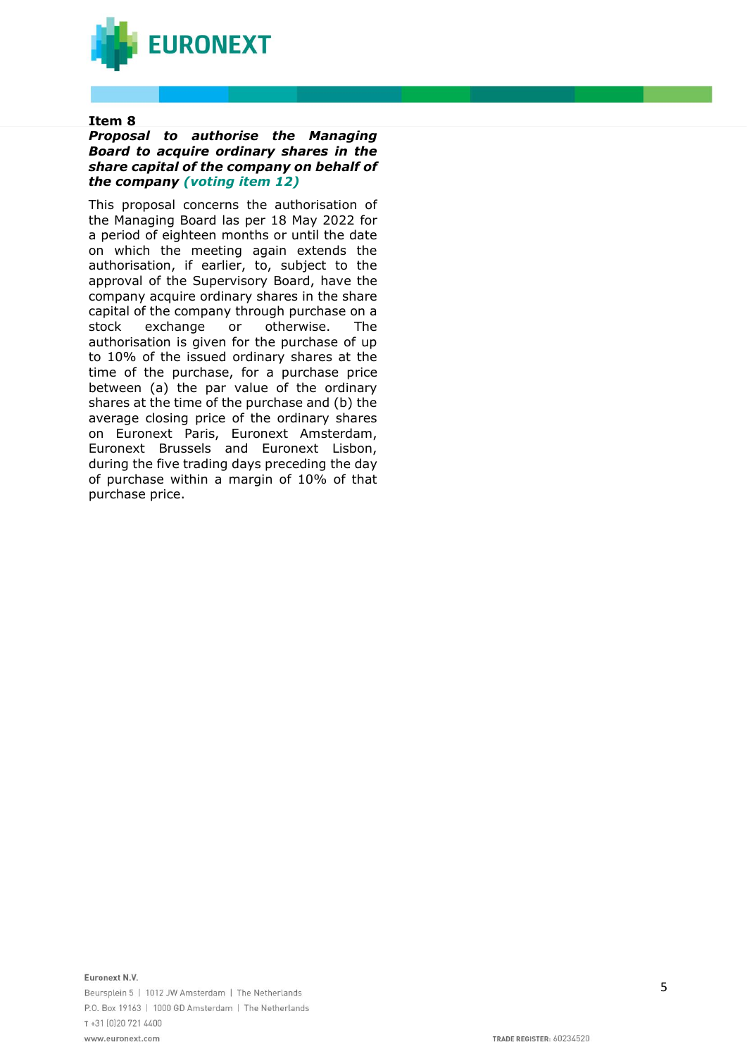**Item 8**

***Proposal to authorise the Managing Board to acquire ordinary shares in the share capital of the company on behalf of the company (voting item 12)***

This proposal concerns the authorisation of the Managing Board las per 18 May 2022 for a period of eighteen months or until the date on which the meeting again extends the authorisation, if earlier, to, subject to the approval of the Supervisory Board, have the company acquire ordinary shares in the share capital of the company through purchase on a stock exchange or otherwise. The authorisation is given for the purchase of up to 10% of the issued ordinary shares at the time of the purchase, for a purchase price between (a) the par value of the ordinary shares at the time of the purchase and (b) the average closing price of the ordinary shares on Euronext Paris, Euronext Amsterdam, Euronext Brussels and Euronext Lisbon, during the five trading days preceding the day of purchase within a margin of 10% of that purchase price.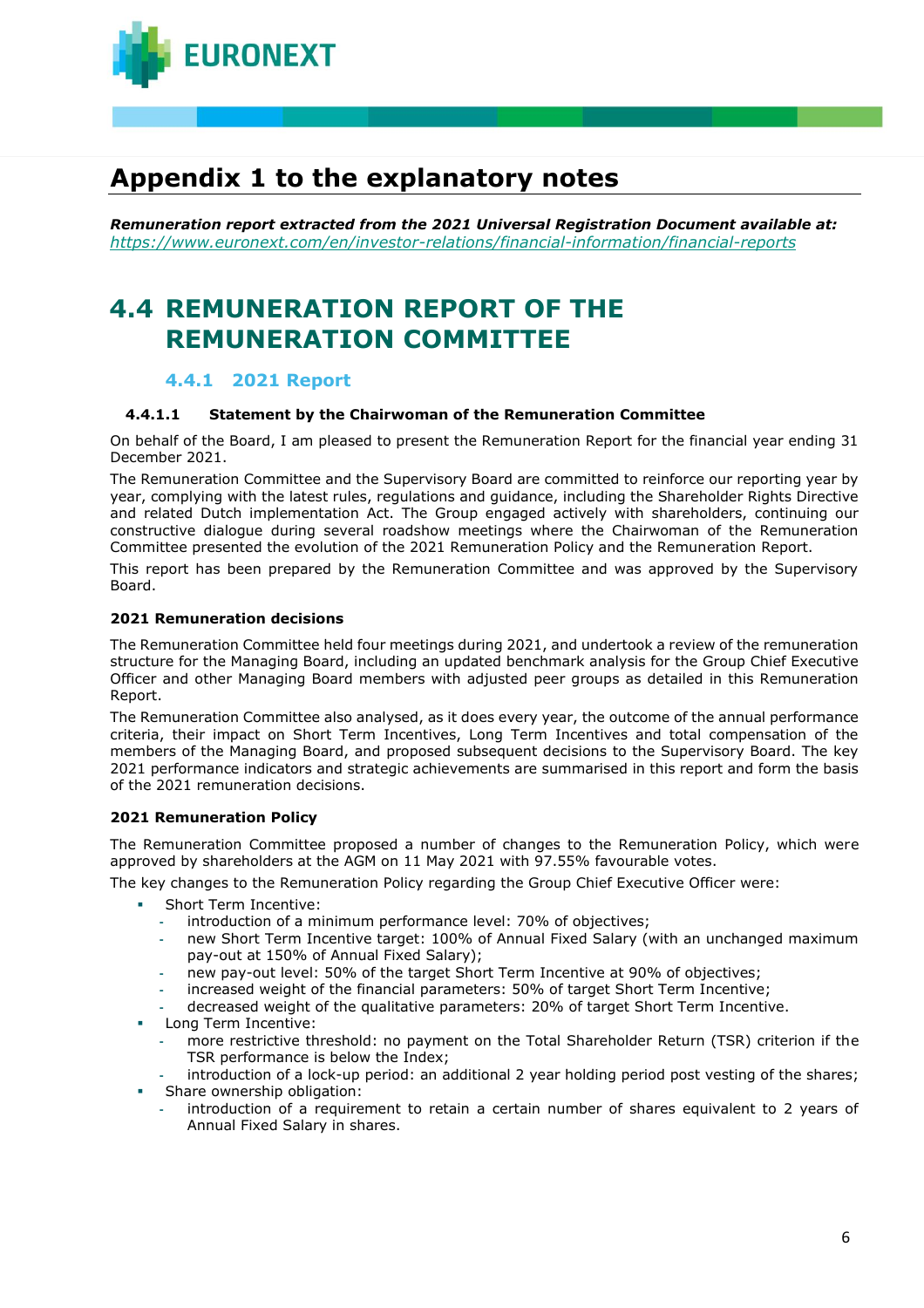# Appendix 1 to the explanatory notes

***Remuneration report extracted from the 2021 Universal Registration Document available at:*** *https://www.euronext.com/en/investor-relations/financial-information/financial-reports*

# 4.4 REMUNERATION REPORT OF THE REMUNERATION COMMITTEE

## 4.4.1 2021 Report

### 4.4.1.1 Statement by the Chairwoman of the Remuneration Committee

On behalf of the Board, I am pleased to present the Remuneration Report for the financial year ending 31 December 2021.

The Remuneration Committee and the Supervisory Board are committed to reinforce our reporting year by year, complying with the latest rules, regulations and guidance, including the Shareholder Rights Directive and related Dutch implementation Act. The Group engaged actively with shareholders, continuing our constructive dialogue during several roadshow meetings where the Chairwoman of the Remuneration Committee presented the evolution of the 2021 Remuneration Policy and the Remuneration Report.

This report has been prepared by the Remuneration Committee and was approved by the Supervisory Board.

**2021 Remuneration decisions**

The Remuneration Committee held four meetings during 2021, and undertook a review of the remuneration structure for the Managing Board, including an updated benchmark analysis for the Group Chief Executive Officer and other Managing Board members with adjusted peer groups as detailed in this Remuneration Report.

The Remuneration Committee also analysed, as it does every year, the outcome of the annual performance criteria, their impact on Short Term Incentives, Long Term Incentives and total compensation of the members of the Managing Board, and proposed subsequent decisions to the Supervisory Board. The key 2021 performance indicators and strategic achievements are summarised in this report and form the basis of the 2021 remuneration decisions.

**2021 Remuneration Policy**

The Remuneration Committee proposed a number of changes to the Remuneration Policy, which were approved by shareholders at the AGM on 11 May 2021 with 97.55% favourable votes.

The key changes to the Remuneration Policy regarding the Group Chief Executive Officer were:

- Short Term Incentive:
  - introduction of a minimum performance level: 70% of objectives;
  - new Short Term Incentive target: 100% of Annual Fixed Salary (with an unchanged maximum pay-out at 150% of Annual Fixed Salary);
  - new pay-out level: 50% of the target Short Term Incentive at 90% of objectives;
  - increased weight of the financial parameters: 50% of target Short Term Incentive;
  - decreased weight of the qualitative parameters: 20% of target Short Term Incentive.
- Long Term Incentive:
  - more restrictive threshold: no payment on the Total Shareholder Return (TSR) criterion if the TSR performance is below the Index;
  - introduction of a lock-up period: an additional 2 year holding period post vesting of the shares;
- Share ownership obligation:
  - introduction of a requirement to retain a certain number of shares equivalent to 2 years of Annual Fixed Salary in shares.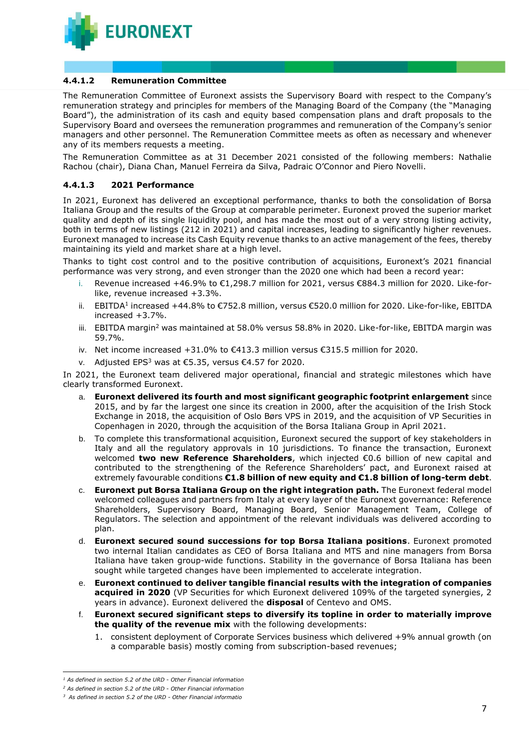#### 4.4.1.2 Remuneration Committee

The Remuneration Committee of Euronext assists the Supervisory Board with respect to the Company's remuneration strategy and principles for members of the Managing Board of the Company (the "Managing Board"), the administration of its cash and equity based compensation plans and draft proposals to the Supervisory Board and oversees the remuneration programmes and remuneration of the Company's senior managers and other personnel. The Remuneration Committee meets as often as necessary and whenever any of its members requests a meeting.

The Remuneration Committee as at 31 December 2021 consisted of the following members: Nathalie Rachou (chair), Diana Chan, Manuel Ferreira da Silva, Padraic O'Connor and Piero Novelli.

#### 4.4.1.3 2021 Performance

In 2021, Euronext has delivered an exceptional performance, thanks to both the consolidation of Borsa Italiana Group and the results of the Group at comparable perimeter. Euronext proved the superior market quality and depth of its single liquidity pool, and has made the most out of a very strong listing activity, both in terms of new listings (212 in 2021) and capital increases, leading to significantly higher revenues. Euronext managed to increase its Cash Equity revenue thanks to an active management of the fees, thereby maintaining its yield and market share at a high level.

Thanks to tight cost control and to the positive contribution of acquisitions, Euronext's 2021 financial performance was very strong, and even stronger than the 2020 one which had been a record year:

i. Revenue increased +46.9% to €1,298.7 million for 2021, versus €884.3 million for 2020. Like-for-like, revenue increased +3.3%.
ii. EBITDA[1] increased +44.8% to €752.8 million, versus €520.0 million for 2020. Like-for-like, EBITDA increased +3.7%.
iii. EBITDA margin[2] was maintained at 58.0% versus 58.8% in 2020. Like-for-like, EBITDA margin was 59.7%.
iv. Net income increased +31.0% to €413.3 million versus €315.5 million for 2020.
v. Adjusted EPS[3] was at €5.35, versus €4.57 for 2020.

In 2021, the Euronext team delivered major operational, financial and strategic milestones which have clearly transformed Euronext.

a. **Euronext delivered its fourth and most significant geographic footprint enlargement** since 2015, and by far the largest one since its creation in 2000, after the acquisition of the Irish Stock Exchange in 2018, the acquisition of Oslo Børs VPS in 2019, and the acquisition of VP Securities in Copenhagen in 2020, through the acquisition of the Borsa Italiana Group in April 2021.
b. To complete this transformational acquisition, Euronext secured the support of key stakeholders in Italy and all the regulatory approvals in 10 jurisdictions. To finance the transaction, Euronext welcomed **two new Reference Shareholders**, which injected €0.6 billion of new capital and contributed to the strengthening of the Reference Shareholders' pact, and Euronext raised at extremely favourable conditions **€1.8 billion of new equity and €1.8 billion of long-term debt**.
c. **Euronext put Borsa Italiana Group on the right integration path.** The Euronext federal model welcomed colleagues and partners from Italy at every layer of the Euronext governance: Reference Shareholders, Supervisory Board, Managing Board, Senior Management Team, College of Regulators. The selection and appointment of the relevant individuals was delivered according to plan.
d. **Euronext secured sound successions for top Borsa Italiana positions**. Euronext promoted two internal Italian candidates as CEO of Borsa Italiana and MTS and nine managers from Borsa Italiana have taken group-wide functions. Stability in the governance of Borsa Italiana has been sought while targeted changes have been implemented to accelerate integration.
e. **Euronext continued to deliver tangible financial results with the integration of companies acquired in 2020** (VP Securities for which Euronext delivered 109% of the targeted synergies, 2 years in advance). Euronext delivered the **disposal** of Centevo and OMS.
f. **Euronext secured significant steps to diversify its topline in order to materially improve the quality of the revenue mix** with the following developments:
   1. consistent deployment of Corporate Services business which delivered +9% annual growth (on a comparable basis) mostly coming from subscription-based revenues;

---

[1] *As defined in section 5.2 of the URD - Other Financial information*

[2] *As defined in section 5.2 of the URD - Other Financial information*

[3] *As defined in section 5.2 of the URD - Other Financial informatio*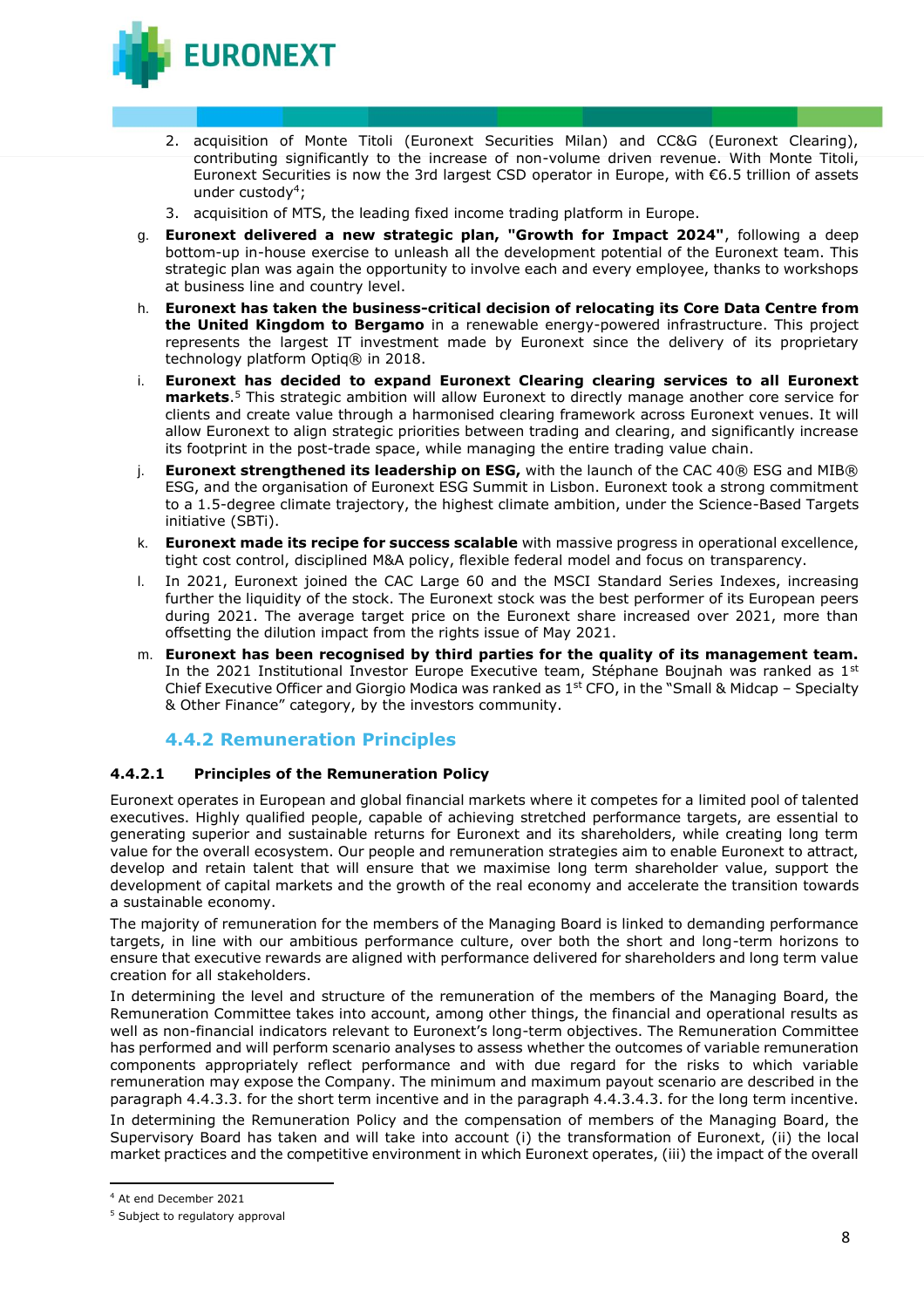2. acquisition of Monte Titoli (Euronext Securities Milan) and CC&G (Euronext Clearing), contributing significantly to the increase of non-volume driven revenue. With Monte Titoli, Euronext Securities is now the 3rd largest CSD operator in Europe, with €6.5 trillion of assets under custody[4];
3. acquisition of MTS, the leading fixed income trading platform in Europe.

g. **Euronext delivered a new strategic plan, "Growth for Impact 2024"**, following a deep bottom-up in-house exercise to unleash all the development potential of the Euronext team. This strategic plan was again the opportunity to involve each and every employee, thanks to workshops at business line and country level.

h. **Euronext has taken the business-critical decision of relocating its Core Data Centre from the United Kingdom to Bergamo** in a renewable energy-powered infrastructure. This project represents the largest IT investment made by Euronext since the delivery of its proprietary technology platform Optiq® in 2018.

i. **Euronext has decided to expand Euronext Clearing clearing services to all Euronext markets.**[5] This strategic ambition will allow Euronext to directly manage another core service for clients and create value through a harmonised clearing framework across Euronext venues. It will allow Euronext to align strategic priorities between trading and clearing, and significantly increase its footprint in the post-trade space, while managing the entire trading value chain.

j. **Euronext strengthened its leadership on ESG,** with the launch of the CAC 40® ESG and MIB® ESG, and the organisation of Euronext ESG Summit in Lisbon. Euronext took a strong commitment to a 1.5-degree climate trajectory, the highest climate ambition, under the Science-Based Targets initiative (SBTi).

k. **Euronext made its recipe for success scalable** with massive progress in operational excellence, tight cost control, disciplined M&A policy, flexible federal model and focus on transparency.

l. In 2021, Euronext joined the CAC Large 60 and the MSCI Standard Series Indexes, increasing further the liquidity of the stock. The Euronext stock was the best performer of its European peers during 2021. The average target price on the Euronext share increased over 2021, more than offsetting the dilution impact from the rights issue of May 2021.

m. **Euronext has been recognised by third parties for the quality of its management team.** In the 2021 Institutional Investor Europe Executive team, Stéphane Boujnah was ranked as 1st Chief Executive Officer and Giorgio Modica was ranked as 1st CFO, in the "Small & Midcap – Specialty & Other Finance" category, by the investors community.

## 4.4.2 Remuneration Principles

### 4.4.2.1 Principles of the Remuneration Policy

Euronext operates in European and global financial markets where it competes for a limited pool of talented executives. Highly qualified people, capable of achieving stretched performance targets, are essential to generating superior and sustainable returns for Euronext and its shareholders, while creating long term value for the overall ecosystem. Our people and remuneration strategies aim to enable Euronext to attract, develop and retain talent that will ensure that we maximise long term shareholder value, support the development of capital markets and the growth of the real economy and accelerate the transition towards a sustainable economy.

The majority of remuneration for the members of the Managing Board is linked to demanding performance targets, in line with our ambitious performance culture, over both the short and long-term horizons to ensure that executive rewards are aligned with performance delivered for shareholders and long term value creation for all stakeholders.

In determining the level and structure of the remuneration of the members of the Managing Board, the Remuneration Committee takes into account, among other things, the financial and operational results as well as non-financial indicators relevant to Euronext's long-term objectives. The Remuneration Committee has performed and will perform scenario analyses to assess whether the outcomes of variable remuneration components appropriately reflect performance and with due regard for the risks to which variable remuneration may expose the Company. The minimum and maximum payout scenario are described in the paragraph 4.4.3.3. for the short term incentive and in the paragraph 4.4.3.4.3. for the long term incentive.

In determining the Remuneration Policy and the compensation of members of the Managing Board, the Supervisory Board has taken and will take into account (i) the transformation of Euronext, (ii) the local market practices and the competitive environment in which Euronext operates, (iii) the impact of the overall

[4] At end December 2021

[5] Subject to regulatory approval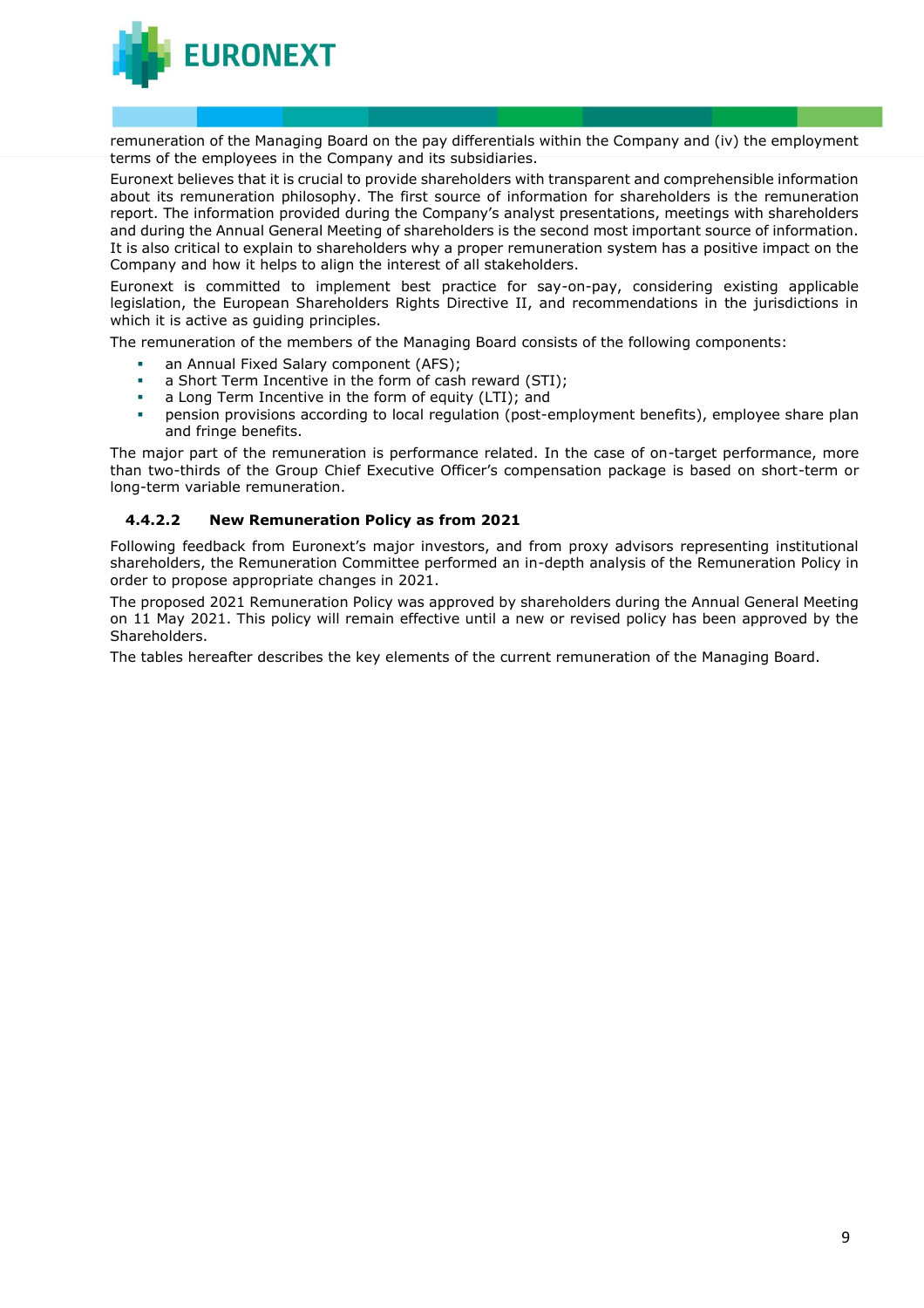remuneration of the Managing Board on the pay differentials within the Company and (iv) the employment terms of the employees in the Company and its subsidiaries.

Euronext believes that it is crucial to provide shareholders with transparent and comprehensible information about its remuneration philosophy. The first source of information for shareholders is the remuneration report. The information provided during the Company's analyst presentations, meetings with shareholders and during the Annual General Meeting of shareholders is the second most important source of information. It is also critical to explain to shareholders why a proper remuneration system has a positive impact on the Company and how it helps to align the interest of all stakeholders.

Euronext is committed to implement best practice for say-on-pay, considering existing applicable legislation, the European Shareholders Rights Directive II, and recommendations in the jurisdictions in which it is active as guiding principles.

The remuneration of the members of the Managing Board consists of the following components:

- an Annual Fixed Salary component (AFS);
- a Short Term Incentive in the form of cash reward (STI);
- a Long Term Incentive in the form of equity (LTI); and
- pension provisions according to local regulation (post-employment benefits), employee share plan and fringe benefits.

The major part of the remuneration is performance related. In the case of on-target performance, more than two-thirds of the Group Chief Executive Officer's compensation package is based on short-term or long-term variable remuneration.

#### 4.4.2.2 New Remuneration Policy as from 2021

Following feedback from Euronext's major investors, and from proxy advisors representing institutional shareholders, the Remuneration Committee performed an in-depth analysis of the Remuneration Policy in order to propose appropriate changes in 2021.

The proposed 2021 Remuneration Policy was approved by shareholders during the Annual General Meeting on 11 May 2021. This policy will remain effective until a new or revised policy has been approved by the Shareholders.

The tables hereafter describes the key elements of the current remuneration of the Managing Board.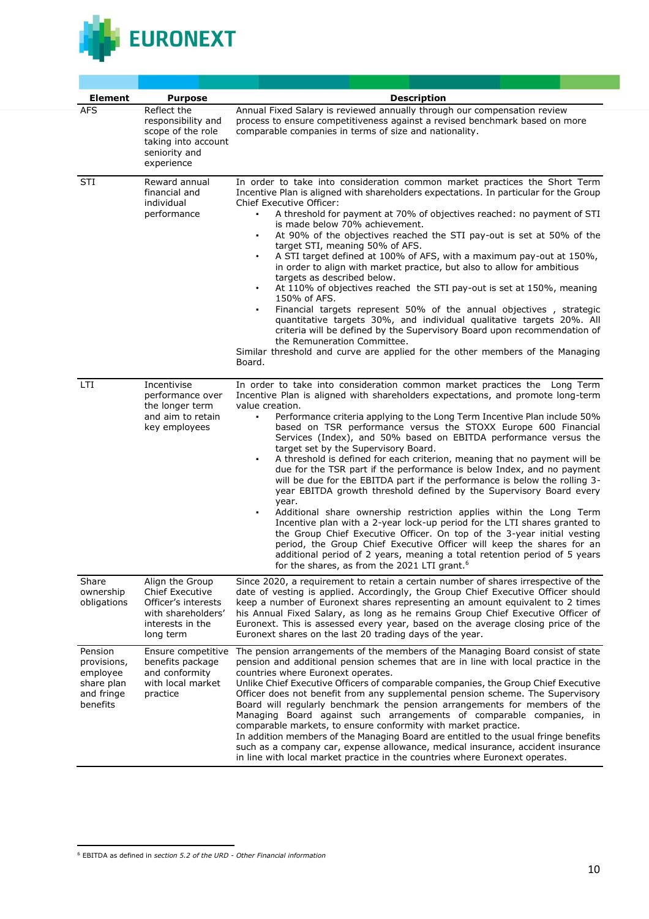| Element | Purpose | Description |
|---|---|---|
| AFS | Reflect the responsibility and scope of the role taking into account seniority and experience | Annual Fixed Salary is reviewed annually through our compensation review process to ensure competitiveness against a revised benchmark based on more comparable companies in terms of size and nationality. |
| STI | Reward annual financial and individual performance | In order to take into consideration common market practices the Short Term Incentive Plan is aligned with shareholders expectations. In particular for the Group Chief Executive Officer:<br>▪ A threshold for payment at 70% of objectives reached: no payment of STI is made below 70% achievement.<br>▪ At 90% of the objectives reached the STI pay-out is set at 50% of the target STI, meaning 50% of AFS.<br>• A STI target defined at 100% of AFS, with a maximum pay-out at 150%, in order to align with market practice, but also to allow for ambitious targets as described below.<br>• At 110% of objectives reached the STI pay-out is set at 150%, meaning 150% of AFS.<br>▪ Financial targets represent 50% of the annual objectives , strategic quantitative targets 30%, and individual qualitative targets 20%. All criteria will be defined by the Supervisory Board upon recommendation of the Remuneration Committee.<br>Similar threshold and curve are applied for the other members of the Managing Board. |
| LTI | Incentivise performance over the longer term and aim to retain key employees | In order to take into consideration common market practices the Long Term Incentive Plan is aligned with shareholders expectations, and promote long-term value creation.<br>▪ Performance criteria applying to the Long Term Incentive Plan include 50% based on TSR performance versus the STOXX Europe 600 Financial Services (Index), and 50% based on EBITDA performance versus the target set by the Supervisory Board.<br>▪ A threshold is defined for each criterion, meaning that no payment will be due for the TSR part if the performance is below Index, and no payment will be due for the EBITDA part if the performance is below the rolling 3-year EBITDA growth threshold defined by the Supervisory Board every year.<br>▪ Additional share ownership restriction applies within the Long Term Incentive plan with a 2-year lock-up period for the LTI shares granted to the Group Chief Executive Officer. On top of the 3-year initial vesting period, the Group Chief Executive Officer will keep the shares for an additional period of 2 years, meaning a total retention period of 5 years for the shares, as from the 2021 LTI grant.[6] |
| Share ownership obligations | Align the Group Chief Executive Officer's interests with shareholders' interests in the long term | Since 2020, a requirement to retain a certain number of shares irrespective of the date of vesting is applied. Accordingly, the Group Chief Executive Officer should keep a number of Euronext shares representing an amount equivalent to 2 times his Annual Fixed Salary, as long as he remains Group Chief Executive Officer of Euronext. This is assessed every year, based on the average closing price of the Euronext shares on the last 20 trading days of the year. |
| Pension provisions, employee share plan and fringe benefits | Ensure competitive benefits package and conformity with local market practice | The pension arrangements of the members of the Managing Board consist of state pension and additional pension schemes that are in line with local practice in the countries where Euronext operates.<br>Unlike Chief Executive Officers of comparable companies, the Group Chief Executive Officer does not benefit from any supplemental pension scheme. The Supervisory Board will regularly benchmark the pension arrangements for members of the Managing Board against such arrangements of comparable companies, in comparable markets, to ensure conformity with market practice.<br>In addition members of the Managing Board are entitled to the usual fringe benefits such as a company car, expense allowance, medical insurance, accident insurance in line with local market practice in the countries where Euronext operates. |

[6] EBITDA as defined in *section 5.2 of the URD - Other Financial information*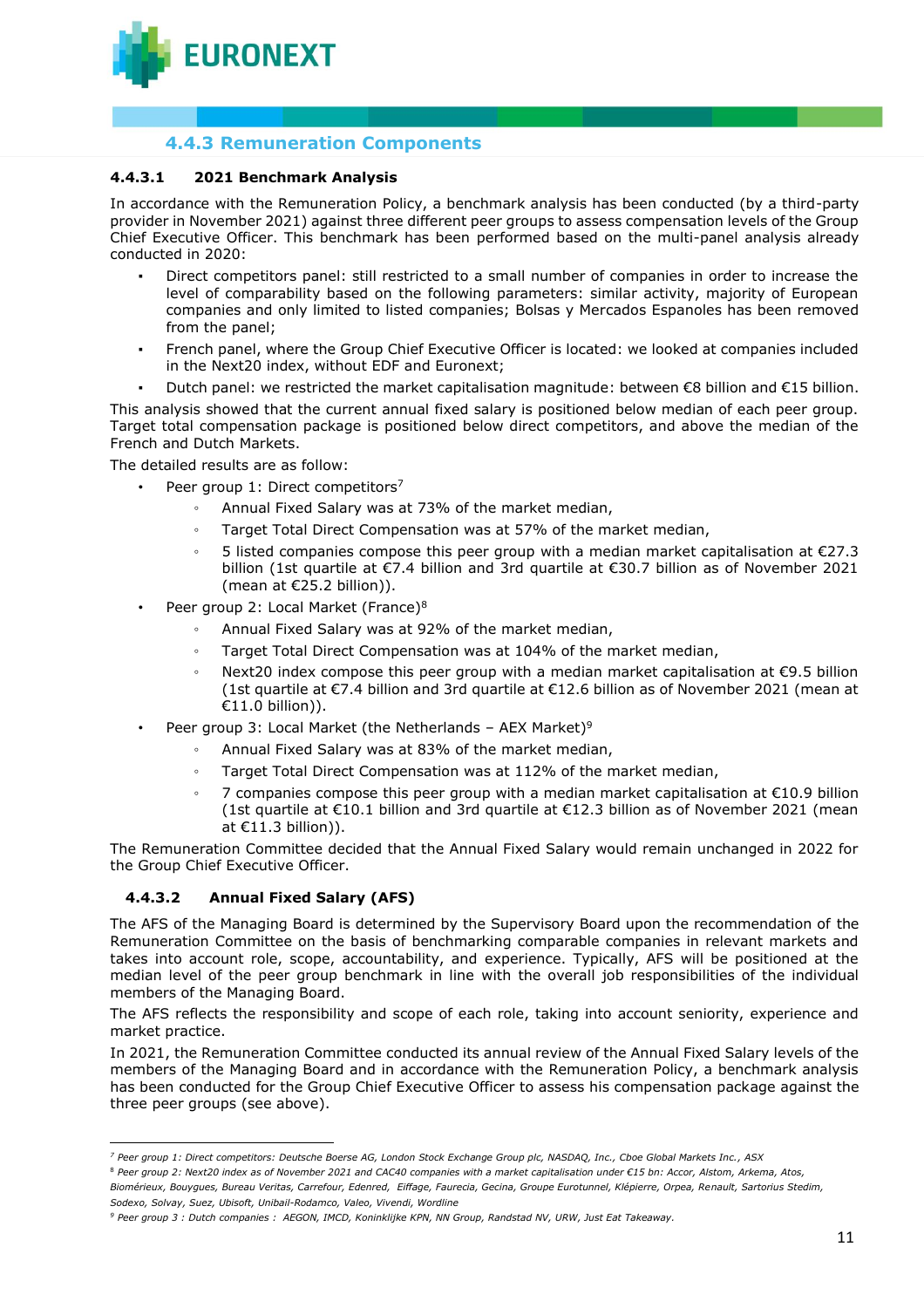## 4.4.3 Remuneration Components

### 4.4.3.1 2021 Benchmark Analysis

In accordance with the Remuneration Policy, a benchmark analysis has been conducted (by a third-party provider in November 2021) against three different peer groups to assess compensation levels of the Group Chief Executive Officer. This benchmark has been performed based on the multi-panel analysis already conducted in 2020:

- Direct competitors panel: still restricted to a small number of companies in order to increase the level of comparability based on the following parameters: similar activity, majority of European companies and only limited to listed companies; Bolsas y Mercados Espanoles has been removed from the panel;
- French panel, where the Group Chief Executive Officer is located: we looked at companies included in the Next20 index, without EDF and Euronext;
- Dutch panel: we restricted the market capitalisation magnitude: between €8 billion and €15 billion.

This analysis showed that the current annual fixed salary is positioned below median of each peer group. Target total compensation package is positioned below direct competitors, and above the median of the French and Dutch Markets.

The detailed results are as follow:

- Peer group 1: Direct competitors[7]
  - Annual Fixed Salary was at 73% of the market median,
  - Target Total Direct Compensation was at 57% of the market median,
  - 5 listed companies compose this peer group with a median market capitalisation at €27.3 billion (1st quartile at €7.4 billion and 3rd quartile at €30.7 billion as of November 2021 (mean at €25.2 billion)).
- Peer group 2: Local Market (France)[8]
  - Annual Fixed Salary was at 92% of the market median,
  - Target Total Direct Compensation was at 104% of the market median,
  - Next20 index compose this peer group with a median market capitalisation at €9.5 billion (1st quartile at €7.4 billion and 3rd quartile at €12.6 billion as of November 2021 (mean at €11.0 billion)).
- Peer group 3: Local Market (the Netherlands – AEX Market)[9]
  - Annual Fixed Salary was at 83% of the market median,
  - Target Total Direct Compensation was at 112% of the market median,
  - 7 companies compose this peer group with a median market capitalisation at €10.9 billion (1st quartile at €10.1 billion and 3rd quartile at €12.3 billion as of November 2021 (mean at €11.3 billion)).

The Remuneration Committee decided that the Annual Fixed Salary would remain unchanged in 2022 for the Group Chief Executive Officer.

### 4.4.3.2 Annual Fixed Salary (AFS)

The AFS of the Managing Board is determined by the Supervisory Board upon the recommendation of the Remuneration Committee on the basis of benchmarking comparable companies in relevant markets and takes into account role, scope, accountability, and experience. Typically, AFS will be positioned at the median level of the peer group benchmark in line with the overall job responsibilities of the individual members of the Managing Board.

The AFS reflects the responsibility and scope of each role, taking into account seniority, experience and market practice.

In 2021, the Remuneration Committee conducted its annual review of the Annual Fixed Salary levels of the members of the Managing Board and in accordance with the Remuneration Policy, a benchmark analysis has been conducted for the Group Chief Executive Officer to assess his compensation package against the three peer groups (see above).

---

*[7] Peer group 1: Direct competitors: Deutsche Boerse AG, London Stock Exchange Group plc, NASDAQ, Inc., Cboe Global Markets Inc., ASX*

*[8] Peer group 2: Next20 index as of November 2021 and CAC40 companies with a market capitalisation under €15 bn: Accor, Alstom, Arkema, Atos, Biomérieux, Bouygues, Bureau Veritas, Carrefour, Edenred, Eiffage, Faurecia, Gecina, Groupe Eurotunnel, Klépierre, Orpea, Renault, Sartorius Stedim, Sodexo, Solvay, Suez, Ubisoft, Unibail-Rodamco, Valeo, Vivendi, Wordline*

*[9] Peer group 3 : Dutch companies : AEGON, IMCD, Koninklijke KPN, NN Group, Randstad NV, URW, Just Eat Takeaway.*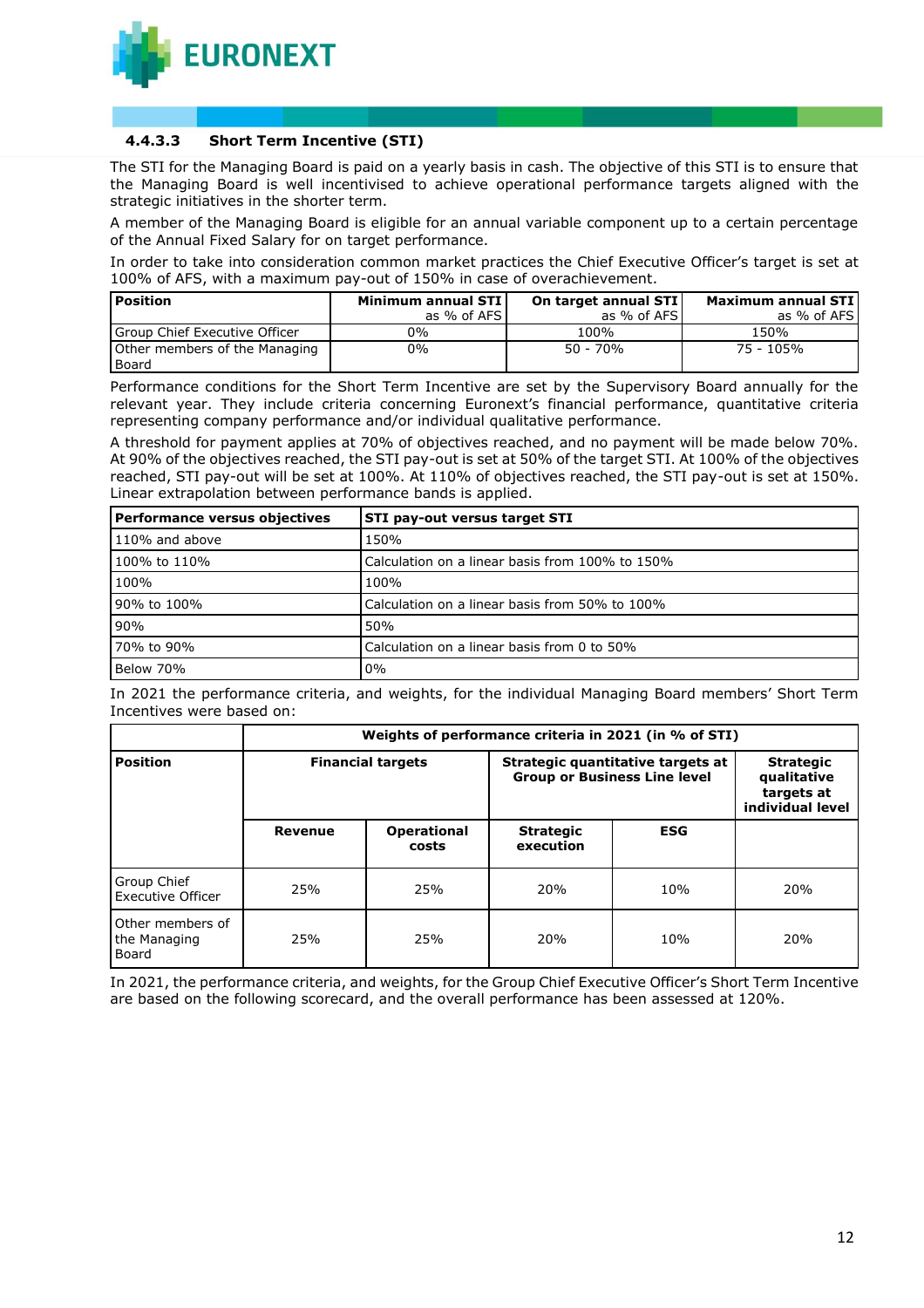### 4.4.3.3 Short Term Incentive (STI)

The STI for the Managing Board is paid on a yearly basis in cash. The objective of this STI is to ensure that the Managing Board is well incentivised to achieve operational performance targets aligned with the strategic initiatives in the shorter term.

A member of the Managing Board is eligible for an annual variable component up to a certain percentage of the Annual Fixed Salary for on target performance.

In order to take into consideration common market practices the Chief Executive Officer's target is set at 100% of AFS, with a maximum pay-out of 150% in case of overachievement.

| Position | Minimum annual STI as % of AFS | On target annual STI as % of AFS | Maximum annual STI as % of AFS |
|---|---|---|---|
| Group Chief Executive Officer | 0% | 100% | 150% |
| Other members of the Managing Board | 0% | 50 - 70% | 75 - 105% |

Performance conditions for the Short Term Incentive are set by the Supervisory Board annually for the relevant year. They include criteria concerning Euronext's financial performance, quantitative criteria representing company performance and/or individual qualitative performance.

A threshold for payment applies at 70% of objectives reached, and no payment will be made below 70%. At 90% of the objectives reached, the STI pay-out is set at 50% of the target STI. At 100% of the objectives reached, STI pay-out will be set at 100%. At 110% of objectives reached, the STI pay-out is set at 150%. Linear extrapolation between performance bands is applied.

| Performance versus objectives | STI pay-out versus target STI |
|---|---|
| 110% and above | 150% |
| 100% to 110% | Calculation on a linear basis from 100% to 150% |
| 100% | 100% |
| 90% to 100% | Calculation on a linear basis from 50% to 100% |
| 90% | 50% |
| 70% to 90% | Calculation on a linear basis from 0 to 50% |
| Below 70% | 0% |

In 2021 the performance criteria, and weights, for the individual Managing Board members' Short Term Incentives were based on:

| | Weights of performance criteria in 2021 (in % of STI) | | | | |
|---|---|---|---|---|---|
| Position | Financial targets | | Strategic quantitative targets at Group or Business Line level | | Strategic qualitative targets at individual level |
| | Revenue | Operational costs | Strategic execution | ESG | |
| Group Chief Executive Officer | 25% | 25% | 20% | 10% | 20% |
| Other members of the Managing Board | 25% | 25% | 20% | 10% | 20% |

In 2021, the performance criteria, and weights, for the Group Chief Executive Officer's Short Term Incentive are based on the following scorecard, and the overall performance has been assessed at 120%.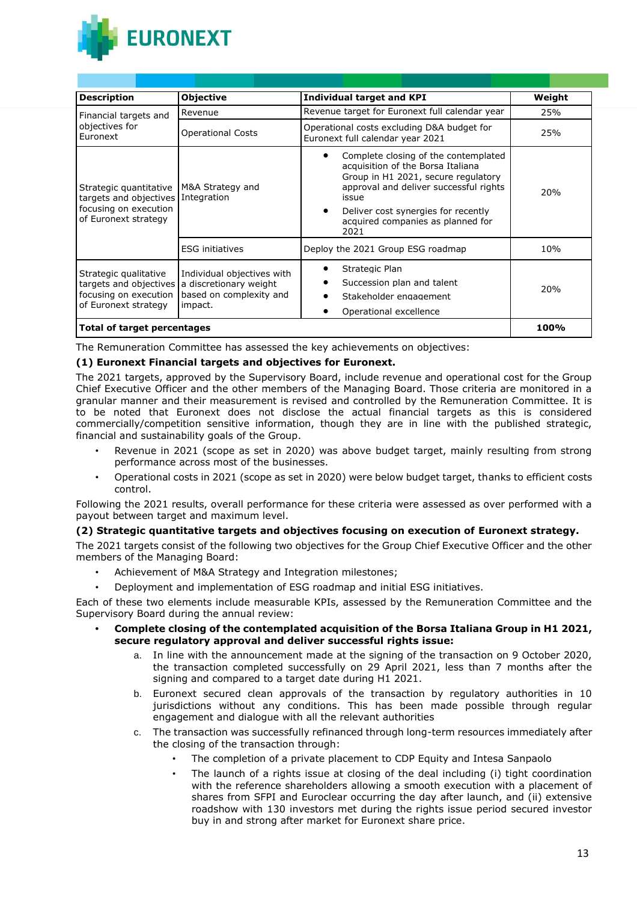| Description | Objective | Individual target and KPI | Weight |
|---|---|---|---|
| Financial targets and objectives for Euronext | Revenue | Revenue target for Euronext full calendar year | 25% |
| | Operational Costs | Operational costs excluding D&A budget for Euronext full calendar year 2021 | 25% |
| Strategic quantitative targets and objectives focusing on execution of Euronext strategy | M&A Strategy and Integration | • Complete closing of the contemplated acquisition of the Borsa Italiana Group in H1 2021, secure regulatory approval and deliver successful rights issue<br>• Deliver cost synergies for recently acquired companies as planned for 2021 | 20% |
| | ESG initiatives | Deploy the 2021 Group ESG roadmap | 10% |
| Strategic qualitative targets and objectives focusing on execution of Euronext strategy | Individual objectives with a discretionary weight based on complexity and impact. | • Strategic Plan<br>• Succession plan and talent<br>• Stakeholder engagement<br>• Operational excellence | 20% |
| **Total of target percentages** | | | **100%** |

The Remuneration Committee has assessed the key achievements on objectives:

**(1) Euronext Financial targets and objectives for Euronext.**

The 2021 targets, approved by the Supervisory Board, include revenue and operational cost for the Group Chief Executive Officer and the other members of the Managing Board. Those criteria are monitored in a granular manner and their measurement is revised and controlled by the Remuneration Committee. It is to be noted that Euronext does not disclose the actual financial targets as this is considered commercially/competition sensitive information, though they are in line with the published strategic, financial and sustainability goals of the Group.

- Revenue in 2021 (scope as set in 2020) was above budget target, mainly resulting from strong performance across most of the businesses.
- Operational costs in 2021 (scope as set in 2020) were below budget target, thanks to efficient costs control.

Following the 2021 results, overall performance for these criteria were assessed as over performed with a payout between target and maximum level.

**(2) Strategic quantitative targets and objectives focusing on execution of Euronext strategy.**

The 2021 targets consist of the following two objectives for the Group Chief Executive Officer and the other members of the Managing Board:

- Achievement of M&A Strategy and Integration milestones;
- Deployment and implementation of ESG roadmap and initial ESG initiatives.

Each of these two elements include measurable KPIs, assessed by the Remuneration Committee and the Supervisory Board during the annual review:

- **Complete closing of the contemplated acquisition of the Borsa Italiana Group in H1 2021, secure regulatory approval and deliver successful rights issue:**
    a. In line with the announcement made at the signing of the transaction on 9 October 2020, the transaction completed successfully on 29 April 2021, less than 7 months after the signing date and compared to a target date during H1 2021.
    b. Euronext secured clean approvals of the transaction by regulatory authorities in 10 jurisdictions without any conditions. This has been made possible through regular engagement and dialogue with all the relevant authorities
    c. The transaction was successfully refinanced through long-term resources immediately after the closing of the transaction through:
        - The completion of a private placement to CDP Equity and Intesa Sanpaolo
        - The launch of a rights issue at closing of the deal including (i) tight coordination with the reference shareholders allowing a smooth execution with a placement of shares from SFPI and Euroclear occurring the day after launch, and (ii) extensive roadshow with 130 investors met during the rights issue period secured investor buy in and strong after market for Euronext share price.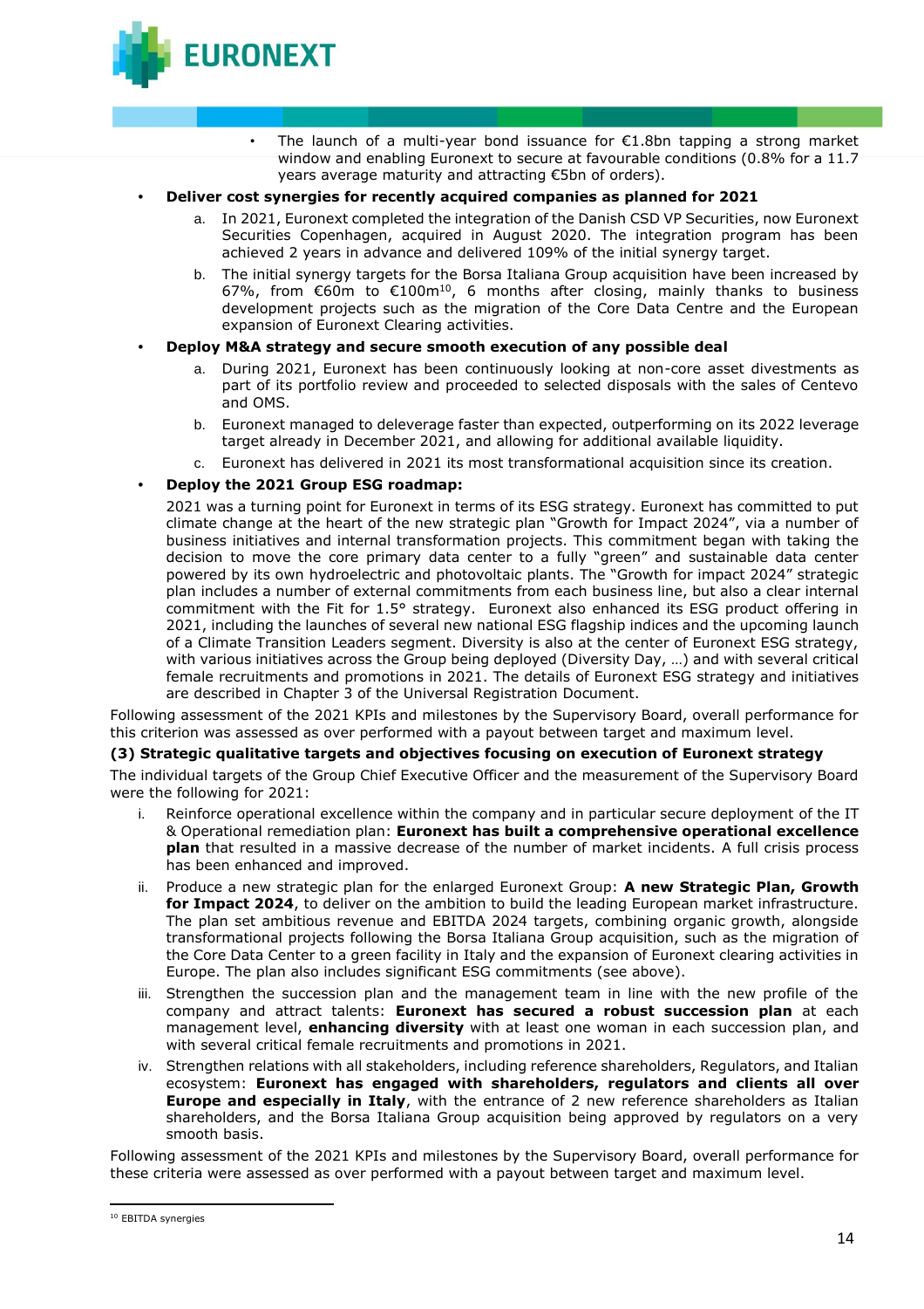- The launch of a multi-year bond issuance for €1.8bn tapping a strong market window and enabling Euronext to secure at favourable conditions (0.8% for a 11.7 years average maturity and attracting €5bn of orders).

- **Deliver cost synergies for recently acquired companies as planned for 2021**
  a. In 2021, Euronext completed the integration of the Danish CSD VP Securities, now Euronext Securities Copenhagen, acquired in August 2020. The integration program has been achieved 2 years in advance and delivered 109% of the initial synergy target.
  b. The initial synergy targets for the Borsa Italiana Group acquisition have been increased by 67%, from €60m to €100m[10], 6 months after closing, mainly thanks to business development projects such as the migration of the Core Data Centre and the European expansion of Euronext Clearing activities.

- **Deploy M&A strategy and secure smooth execution of any possible deal**
  a. During 2021, Euronext has been continuously looking at non-core asset divestments as part of its portfolio review and proceeded to selected disposals with the sales of Centevo and OMS.
  b. Euronext managed to deleverage faster than expected, outperforming on its 2022 leverage target already in December 2021, and allowing for additional available liquidity.
  c. Euronext has delivered in 2021 its most transformational acquisition since its creation.

- **Deploy the 2021 Group ESG roadmap:**

  2021 was a turning point for Euronext in terms of its ESG strategy. Euronext has committed to put climate change at the heart of the new strategic plan "Growth for Impact 2024", via a number of business initiatives and internal transformation projects. This commitment began with taking the decision to move the core primary data center to a fully "green" and sustainable data center powered by its own hydroelectric and photovoltaic plants. The "Growth for impact 2024" strategic plan includes a number of external commitments from each business line, but also a clear internal commitment with the Fit for 1.5° strategy. Euronext also enhanced its ESG product offering in 2021, including the launches of several new national ESG flagship indices and the upcoming launch of a Climate Transition Leaders segment. Diversity is also at the center of Euronext ESG strategy, with various initiatives across the Group being deployed (Diversity Day, …) and with several critical female recruitments and promotions in 2021. The details of Euronext ESG strategy and initiatives are described in Chapter 3 of the Universal Registration Document.

Following assessment of the 2021 KPIs and milestones by the Supervisory Board, overall performance for this criterion was assessed as over performed with a payout between target and maximum level.

**(3) Strategic qualitative targets and objectives focusing on execution of Euronext strategy**

The individual targets of the Group Chief Executive Officer and the measurement of the Supervisory Board were the following for 2021:

i. Reinforce operational excellence within the company and in particular secure deployment of the IT & Operational remediation plan: **Euronext has built a comprehensive operational excellence plan** that resulted in a massive decrease of the number of market incidents. A full crisis process has been enhanced and improved.

ii. Produce a new strategic plan for the enlarged Euronext Group: **A new Strategic Plan, Growth for Impact 2024**, to deliver on the ambition to build the leading European market infrastructure. The plan set ambitious revenue and EBITDA 2024 targets, combining organic growth, alongside transformational projects following the Borsa Italiana Group acquisition, such as the migration of the Core Data Center to a green facility in Italy and the expansion of Euronext clearing activities in Europe. The plan also includes significant ESG commitments (see above).

iii. Strengthen the succession plan and the management team in line with the new profile of the company and attract talents: **Euronext has secured a robust succession plan** at each management level, **enhancing diversity** with at least one woman in each succession plan, and with several critical female recruitments and promotions in 2021.

iv. Strengthen relations with all stakeholders, including reference shareholders, Regulators, and Italian ecosystem: **Euronext has engaged with shareholders, regulators and clients all over Europe and especially in Italy**, with the entrance of 2 new reference shareholders as Italian shareholders, and the Borsa Italiana Group acquisition being approved by regulators on a very smooth basis.

Following assessment of the 2021 KPIs and milestones by the Supervisory Board, overall performance for these criteria were assessed as over performed with a payout between target and maximum level.

[10] EBITDA synergies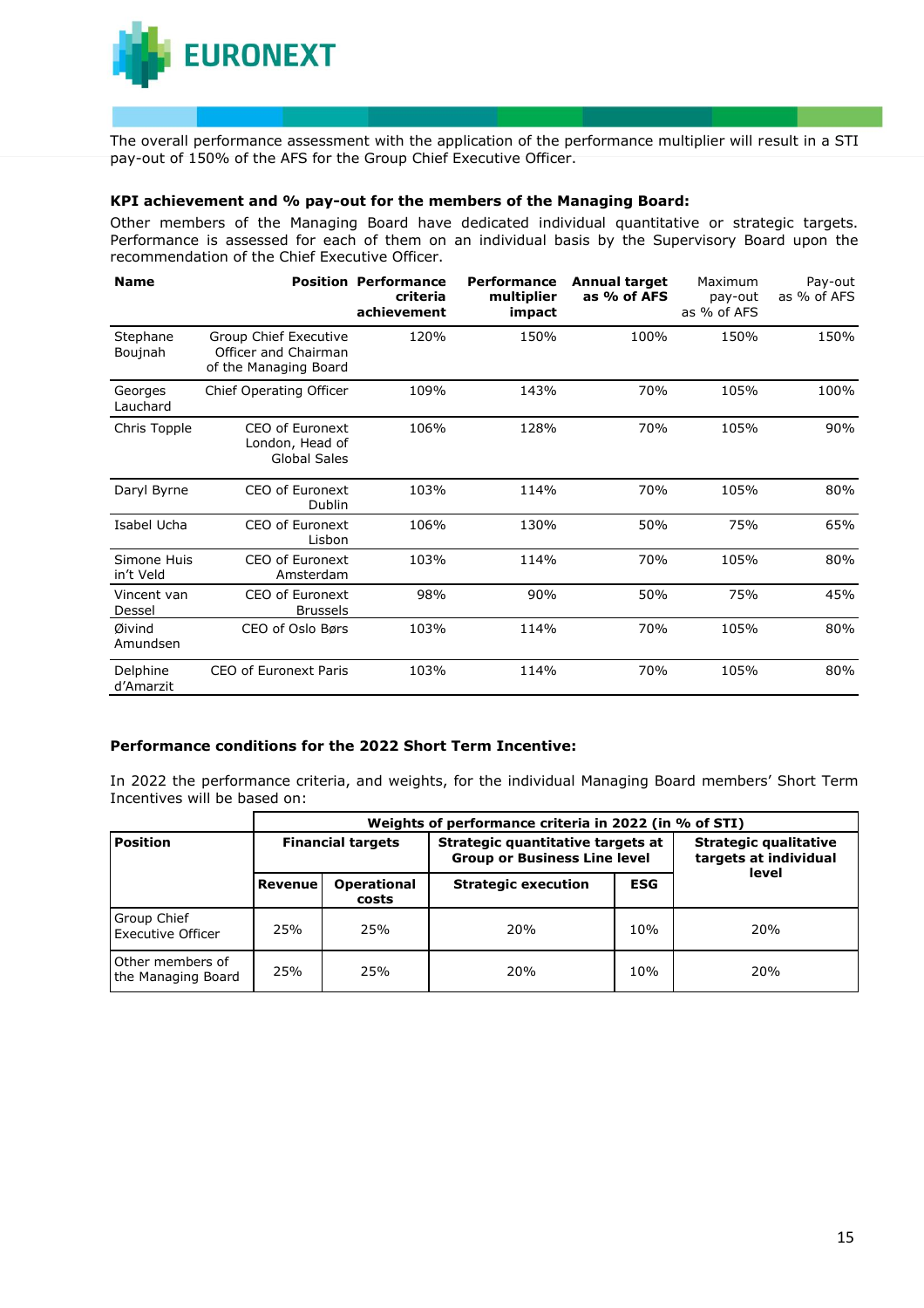The overall performance assessment with the application of the performance multiplier will result in a STI pay-out of 150% of the AFS for the Group Chief Executive Officer.

**KPI achievement and % pay-out for the members of the Managing Board:**

Other members of the Managing Board have dedicated individual quantitative or strategic targets. Performance is assessed for each of them on an individual basis by the Supervisory Board upon the recommendation of the Chief Executive Officer.

| Name | Position | Performance criteria achievement | Performance multiplier impact | Annual target as % of AFS | Maximum pay-out as % of AFS | Pay-out as % of AFS |
|---|---|---|---|---|---|---|
| Stephane Boujnah | Group Chief Executive Officer and Chairman of the Managing Board | 120% | 150% | 100% | 150% | 150% |
| Georges Lauchard | Chief Operating Officer | 109% | 143% | 70% | 105% | 100% |
| Chris Topple | CEO of Euronext London, Head of Global Sales | 106% | 128% | 70% | 105% | 90% |
| Daryl Byrne | CEO of Euronext Dublin | 103% | 114% | 70% | 105% | 80% |
| Isabel Ucha | CEO of Euronext Lisbon | 106% | 130% | 50% | 75% | 65% |
| Simone Huis in't Veld | CEO of Euronext Amsterdam | 103% | 114% | 70% | 105% | 80% |
| Vincent van Dessel | CEO of Euronext Brussels | 98% | 90% | 50% | 75% | 45% |
| Øivind Amundsen | CEO of Oslo Børs | 103% | 114% | 70% | 105% | 80% |
| Delphine d'Amarzit | CEO of Euronext Paris | 103% | 114% | 70% | 105% | 80% |

**Performance conditions for the 2022 Short Term Incentive:**

In 2022 the performance criteria, and weights, for the individual Managing Board members' Short Term Incentives will be based on:

| Position | Weights of performance criteria in 2022 (in % of STI) | | | | |
|---|---|---|---|---|---|
| | Financial targets | | Strategic quantitative targets at Group or Business Line level | | Strategic qualitative targets at individual level |
| | Revenue | Operational costs | Strategic execution | ESG | |
| Group Chief Executive Officer | 25% | 25% | 20% | 10% | 20% |
| Other members of the Managing Board | 25% | 25% | 20% | 10% | 20% |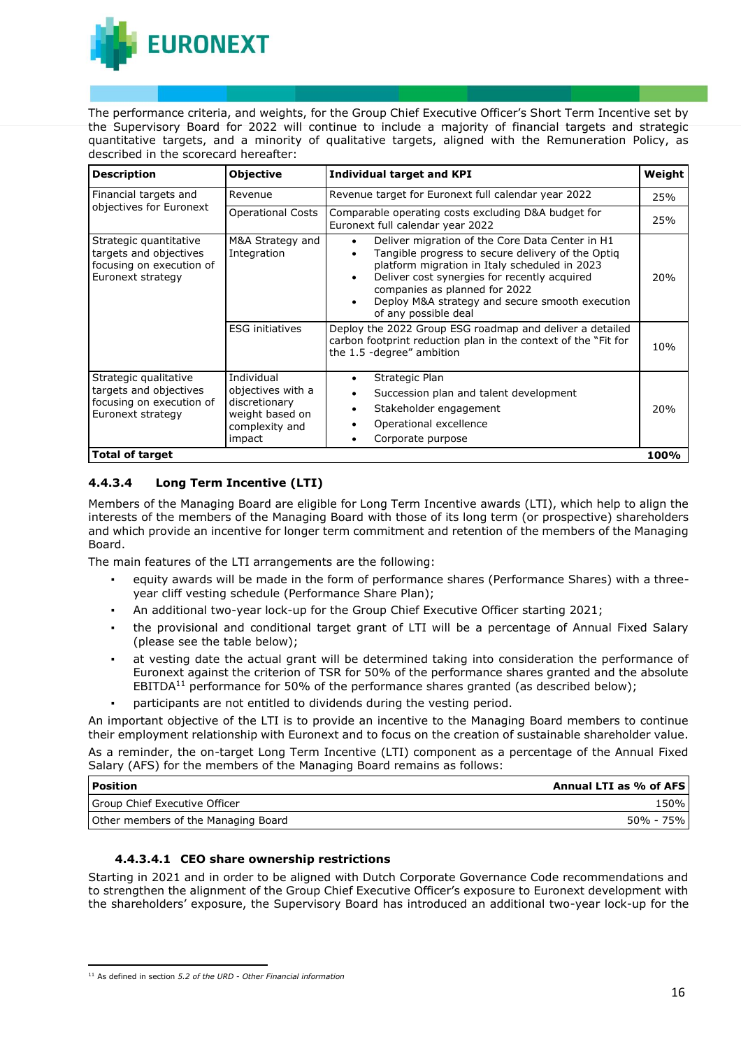The performance criteria, and weights, for the Group Chief Executive Officer's Short Term Incentive set by the Supervisory Board for 2022 will continue to include a majority of financial targets and strategic quantitative targets, and a minority of qualitative targets, aligned with the Remuneration Policy, as described in the scorecard hereafter:

| Description | Objective | Individual target and KPI | Weight |
|---|---|---|---|
| Financial targets and objectives for Euronext | Revenue | Revenue target for Euronext full calendar year 2022 | 25% |
| | Operational Costs | Comparable operating costs excluding D&A budget for Euronext full calendar year 2022 | 25% |
| Strategic quantitative targets and objectives focusing on execution of Euronext strategy | M&A Strategy and Integration | • Deliver migration of the Core Data Center in H1<br>• Tangible progress to secure delivery of the Optiq platform migration in Italy scheduled in 2023<br>• Deliver cost synergies for recently acquired companies as planned for 2022<br>• Deploy M&A strategy and secure smooth execution of any possible deal | 20% |
| | ESG initiatives | Deploy the 2022 Group ESG roadmap and deliver a detailed carbon footprint reduction plan in the context of the "Fit for the 1.5 -degree" ambition | 10% |
| Strategic qualitative targets and objectives focusing on execution of Euronext strategy | Individual objectives with a discretionary weight based on complexity and impact | • Strategic Plan<br>• Succession plan and talent development<br>• Stakeholder engagement<br>• Operational excellence<br>• Corporate purpose | 20% |
| **Total of target** | | | **100%** |

#### 4.4.3.4 Long Term Incentive (LTI)

Members of the Managing Board are eligible for Long Term Incentive awards (LTI), which help to align the interests of the members of the Managing Board with those of its long term (or prospective) shareholders and which provide an incentive for longer term commitment and retention of the members of the Managing Board.

The main features of the LTI arrangements are the following:

- equity awards will be made in the form of performance shares (Performance Shares) with a three-year cliff vesting schedule (Performance Share Plan);
- An additional two-year lock-up for the Group Chief Executive Officer starting 2021;
- the provisional and conditional target grant of LTI will be a percentage of Annual Fixed Salary (please see the table below);
- at vesting date the actual grant will be determined taking into consideration the performance of Euronext against the criterion of TSR for 50% of the performance shares granted and the absolute EBITDA[11] performance for 50% of the performance shares granted (as described below);
- participants are not entitled to dividends during the vesting period.

An important objective of the LTI is to provide an incentive to the Managing Board members to continue their employment relationship with Euronext and to focus on the creation of sustainable shareholder value.

As a reminder, the on-target Long Term Incentive (LTI) component as a percentage of the Annual Fixed Salary (AFS) for the members of the Managing Board remains as follows:

| Position | Annual LTI as % of AFS |
|---|---:|
| Group Chief Executive Officer | 150% |
| Other members of the Managing Board | 50% - 75% |

##### 4.4.3.4.1 CEO share ownership restrictions

Starting in 2021 and in order to be aligned with Dutch Corporate Governance Code recommendations and to strengthen the alignment of the Group Chief Executive Officer's exposure to Euronext development with the shareholders' exposure, the Supervisory Board has introduced an additional two-year lock-up for the

[11] As defined in section *5.2 of the URD - Other Financial information*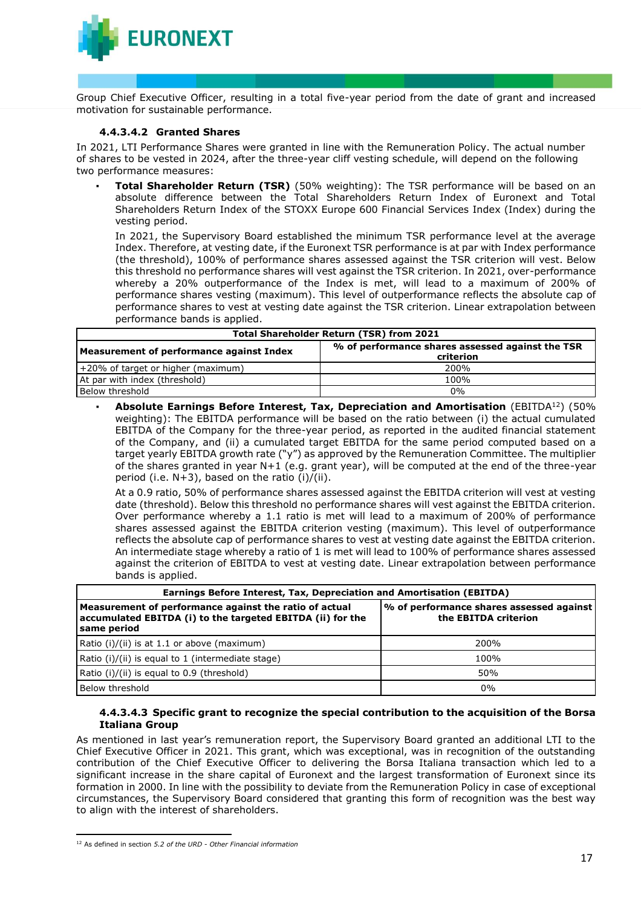Group Chief Executive Officer, resulting in a total five-year period from the date of grant and increased motivation for sustainable performance.

#### 4.4.3.4.2 Granted Shares

In 2021, LTI Performance Shares were granted in line with the Remuneration Policy. The actual number of shares to be vested in 2024, after the three-year cliff vesting schedule, will depend on the following two performance measures:

- **Total Shareholder Return (TSR)** (50% weighting): The TSR performance will be based on an absolute difference between the Total Shareholders Return Index of Euronext and Total Shareholders Return Index of the STOXX Europe 600 Financial Services Index (Index) during the vesting period.

  In 2021, the Supervisory Board established the minimum TSR performance level at the average Index. Therefore, at vesting date, if the Euronext TSR performance is at par with Index performance (the threshold), 100% of performance shares assessed against the TSR criterion will vest. Below this threshold no performance shares will vest against the TSR criterion. In 2021, over-performance whereby a 20% outperformance of the Index is met, will lead to a maximum of 200% of performance shares vesting (maximum). This level of outperformance reflects the absolute cap of performance shares to vest at vesting date against the TSR criterion. Linear extrapolation between performance bands is applied.

| Total Shareholder Return (TSR) from 2021 | |
|---|---|
| **Measurement of performance against Index** | **% of performance shares assessed against the TSR criterion** |
| +20% of target or higher (maximum) | 200% |
| At par with index (threshold) | 100% |
| Below threshold | 0% |

- **Absolute Earnings Before Interest, Tax, Depreciation and Amortisation** (EBITDA[12]) (50% weighting): The EBITDA performance will be based on the ratio between (i) the actual cumulated EBITDA of the Company for the three-year period, as reported in the audited financial statement of the Company, and (ii) a cumulated target EBITDA for the same period computed based on a target yearly EBITDA growth rate ("y") as approved by the Remuneration Committee. The multiplier of the shares granted in year N+1 (e.g. grant year), will be computed at the end of the three-year period (i.e. N+3), based on the ratio (i)/(ii).

  At a 0.9 ratio, 50% of performance shares assessed against the EBITDA criterion will vest at vesting date (threshold). Below this threshold no performance shares will vest against the EBITDA criterion. Over performance whereby a 1.1 ratio is met will lead to a maximum of 200% of performance shares assessed against the EBITDA criterion vesting (maximum). This level of outperformance reflects the absolute cap of performance shares to vest at vesting date against the EBITDA criterion. An intermediate stage whereby a ratio of 1 is met will lead to 100% of performance shares assessed against the criterion of EBITDA to vest at vesting date. Linear extrapolation between performance bands is applied.

| Earnings Before Interest, Tax, Depreciation and Amortisation (EBITDA) | |
|---|---|
| **Measurement of performance against the ratio of actual accumulated EBITDA (i) to the targeted EBITDA (ii) for the same period** | **% of performance shares assessed against the EBITDA criterion** |
| Ratio (i)/(ii) is at 1.1 or above (maximum) | 200% |
| Ratio (i)/(ii) is equal to 1 (intermediate stage) | 100% |
| Ratio (i)/(ii) is equal to 0.9 (threshold) | 50% |
| Below threshold | 0% |

#### 4.4.3.4.3 Specific grant to recognize the special contribution to the acquisition of the Borsa Italiana Group

As mentioned in last year's remuneration report, the Supervisory Board granted an additional LTI to the Chief Executive Officer in 2021. This grant, which was exceptional, was in recognition of the outstanding contribution of the Chief Executive Officer to delivering the Borsa Italiana transaction which led to a significant increase in the share capital of Euronext and the largest transformation of Euronext since its formation in 2000. In line with the possibility to deviate from the Remuneration Policy in case of exceptional circumstances, the Supervisory Board considered that granting this form of recognition was the best way to align with the interest of shareholders.

[12] As defined in section *5.2 of the URD - Other Financial information*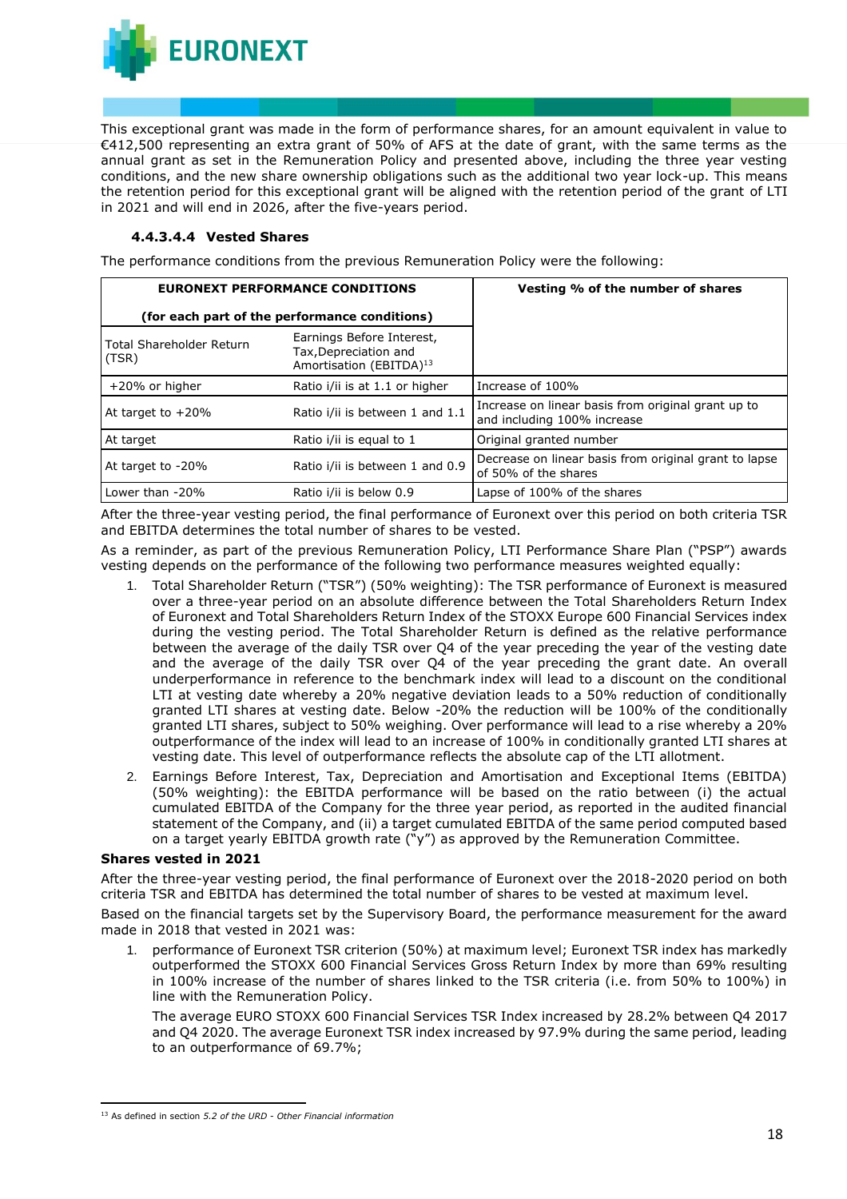This exceptional grant was made in the form of performance shares, for an amount equivalent in value to €412,500 representing an extra grant of 50% of AFS at the date of grant, with the same terms as the annual grant as set in the Remuneration Policy and presented above, including the three year vesting conditions, and the new share ownership obligations such as the additional two year lock-up. This means the retention period for this exceptional grant will be aligned with the retention period of the grant of LTI in 2021 and will end in 2026, after the five-years period.

#### 4.4.3.4.4 Vested Shares

The performance conditions from the previous Remuneration Policy were the following:

| **EURONEXT PERFORMANCE CONDITIONS (for each part of the performance conditions)** | | **Vesting % of the number of shares** |
|---|---|---|
| Total Shareholder Return (TSR) | Earnings Before Interest, Tax,Depreciation and Amortisation (EBITDA)[13] | |
| +20% or higher | Ratio i/ii is at 1.1 or higher | Increase of 100% |
| At target to +20% | Ratio i/ii is between 1 and 1.1 | Increase on linear basis from original grant up to and including 100% increase |
| At target | Ratio i/ii is equal to 1 | Original granted number |
| At target to -20% | Ratio i/ii is between 1 and 0.9 | Decrease on linear basis from original grant to lapse of 50% of the shares |
| Lower than -20% | Ratio i/ii is below 0.9 | Lapse of 100% of the shares |

After the three-year vesting period, the final performance of Euronext over this period on both criteria TSR and EBITDA determines the total number of shares to be vested.

As a reminder, as part of the previous Remuneration Policy, LTI Performance Share Plan ("PSP") awards vesting depends on the performance of the following two performance measures weighted equally:

1. Total Shareholder Return ("TSR") (50% weighting): The TSR performance of Euronext is measured over a three-year period on an absolute difference between the Total Shareholders Return Index of Euronext and Total Shareholders Return Index of the STOXX Europe 600 Financial Services index during the vesting period. The Total Shareholder Return is defined as the relative performance between the average of the daily TSR over Q4 of the year preceding the year of the vesting date and the average of the daily TSR over Q4 of the year preceding the grant date. An overall underperformance in reference to the benchmark index will lead to a discount on the conditional LTI at vesting date whereby a 20% negative deviation leads to a 50% reduction of conditionally granted LTI shares at vesting date. Below -20% the reduction will be 100% of the conditionally granted LTI shares, subject to 50% weighing. Over performance will lead to a rise whereby a 20% outperformance of the index will lead to an increase of 100% in conditionally granted LTI shares at vesting date. This level of outperformance reflects the absolute cap of the LTI allotment.
2. Earnings Before Interest, Tax, Depreciation and Amortisation and Exceptional Items (EBITDA) (50% weighting): the EBITDA performance will be based on the ratio between (i) the actual cumulated EBITDA of the Company for the three year period, as reported in the audited financial statement of the Company, and (ii) a target cumulated EBITDA of the same period computed based on a target yearly EBITDA growth rate ("y") as approved by the Remuneration Committee.

**Shares vested in 2021**

After the three-year vesting period, the final performance of Euronext over the 2018-2020 period on both criteria TSR and EBITDA has determined the total number of shares to be vested at maximum level.

Based on the financial targets set by the Supervisory Board, the performance measurement for the award made in 2018 that vested in 2021 was:

1. performance of Euronext TSR criterion (50%) at maximum level; Euronext TSR index has markedly outperformed the STOXX 600 Financial Services Gross Return Index by more than 69% resulting in 100% increase of the number of shares linked to the TSR criteria (i.e. from 50% to 100%) in line with the Remuneration Policy.

   The average EURO STOXX 600 Financial Services TSR Index increased by 28.2% between Q4 2017 and Q4 2020. The average Euronext TSR index increased by 97.9% during the same period, leading to an outperformance of 69.7%;

[13] As defined in section *5.2 of the URD - Other Financial information*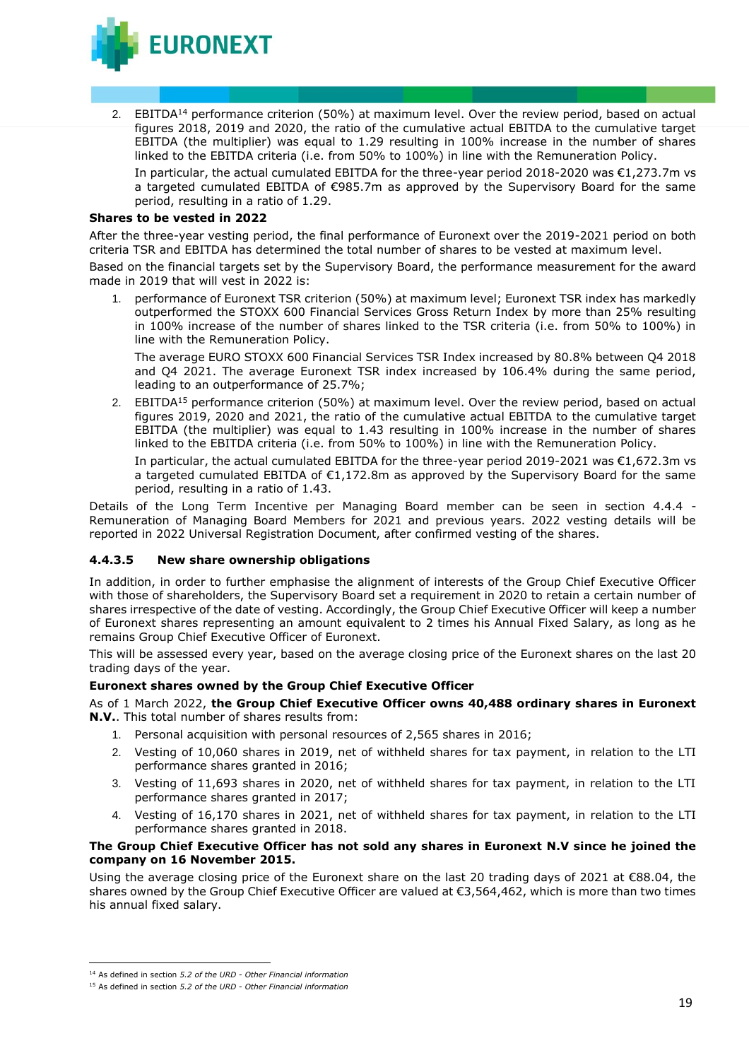2. EBITDA[14] performance criterion (50%) at maximum level. Over the review period, based on actual figures 2018, 2019 and 2020, the ratio of the cumulative actual EBITDA to the cumulative target EBITDA (the multiplier) was equal to 1.29 resulting in 100% increase in the number of shares linked to the EBITDA criteria (i.e. from 50% to 100%) in line with the Remuneration Policy.

   In particular, the actual cumulated EBITDA for the three-year period 2018-2020 was €1,273.7m vs a targeted cumulated EBITDA of €985.7m as approved by the Supervisory Board for the same period, resulting in a ratio of 1.29.

**Shares to be vested in 2022**

After the three-year vesting period, the final performance of Euronext over the 2019-2021 period on both criteria TSR and EBITDA has determined the total number of shares to be vested at maximum level.

Based on the financial targets set by the Supervisory Board, the performance measurement for the award made in 2019 that will vest in 2022 is:

1. performance of Euronext TSR criterion (50%) at maximum level; Euronext TSR index has markedly outperformed the STOXX 600 Financial Services Gross Return Index by more than 25% resulting in 100% increase of the number of shares linked to the TSR criteria (i.e. from 50% to 100%) in line with the Remuneration Policy.

   The average EURO STOXX 600 Financial Services TSR Index increased by 80.8% between Q4 2018 and Q4 2021. The average Euronext TSR index increased by 106.4% during the same period, leading to an outperformance of 25.7%;

2. EBITDA[15] performance criterion (50%) at maximum level. Over the review period, based on actual figures 2019, 2020 and 2021, the ratio of the cumulative actual EBITDA to the cumulative target EBITDA (the multiplier) was equal to 1.43 resulting in 100% increase in the number of shares linked to the EBITDA criteria (i.e. from 50% to 100%) in line with the Remuneration Policy.

   In particular, the actual cumulated EBITDA for the three-year period 2019-2021 was €1,672.3m vs a targeted cumulated EBITDA of €1,172.8m as approved by the Supervisory Board for the same period, resulting in a ratio of 1.43.

Details of the Long Term Incentive per Managing Board member can be seen in section 4.4.4 - Remuneration of Managing Board Members for 2021 and previous years. 2022 vesting details will be reported in 2022 Universal Registration Document, after confirmed vesting of the shares.

### 4.4.3.5 New share ownership obligations

In addition, in order to further emphasise the alignment of interests of the Group Chief Executive Officer with those of shareholders, the Supervisory Board set a requirement in 2020 to retain a certain number of shares irrespective of the date of vesting. Accordingly, the Group Chief Executive Officer will keep a number of Euronext shares representing an amount equivalent to 2 times his Annual Fixed Salary, as long as he remains Group Chief Executive Officer of Euronext.

This will be assessed every year, based on the average closing price of the Euronext shares on the last 20 trading days of the year.

**Euronext shares owned by the Group Chief Executive Officer**

As of 1 March 2022, **the Group Chief Executive Officer owns 40,488 ordinary shares in Euronext N.V.**. This total number of shares results from:

1. Personal acquisition with personal resources of 2,565 shares in 2016;
2. Vesting of 10,060 shares in 2019, net of withheld shares for tax payment, in relation to the LTI performance shares granted in 2016;
3. Vesting of 11,693 shares in 2020, net of withheld shares for tax payment, in relation to the LTI performance shares granted in 2017;
4. Vesting of 16,170 shares in 2021, net of withheld shares for tax payment, in relation to the LTI performance shares granted in 2018.

**The Group Chief Executive Officer has not sold any shares in Euronext N.V since he joined the company on 16 November 2015.**

Using the average closing price of the Euronext share on the last 20 trading days of 2021 at €88.04, the shares owned by the Group Chief Executive Officer are valued at €3,564,462, which is more than two times his annual fixed salary.

---

[14] As defined in section *5.2 of the URD - Other Financial information*

[15] As defined in section *5.2 of the URD - Other Financial information*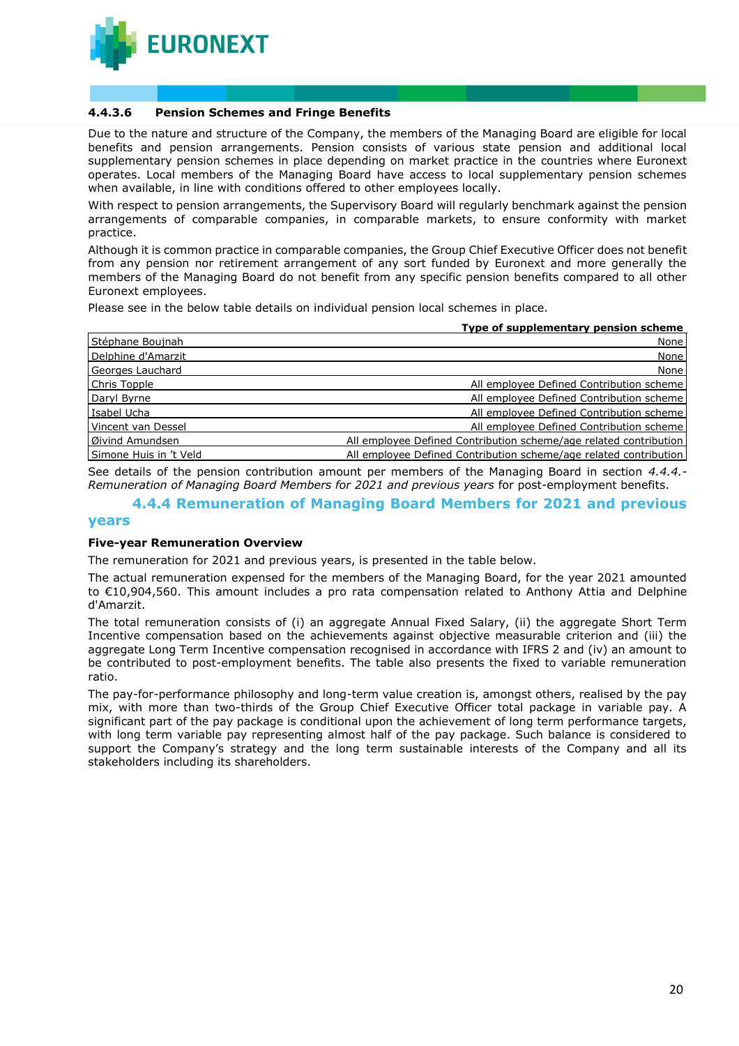#### 4.4.3.6 Pension Schemes and Fringe Benefits

Due to the nature and structure of the Company, the members of the Managing Board are eligible for local benefits and pension arrangements. Pension consists of various state pension and additional local supplementary pension schemes in place depending on market practice in the countries where Euronext operates. Local members of the Managing Board have access to local supplementary pension schemes when available, in line with conditions offered to other employees locally.

With respect to pension arrangements, the Supervisory Board will regularly benchmark against the pension arrangements of comparable companies, in comparable markets, to ensure conformity with market practice.

Although it is common practice in comparable companies, the Group Chief Executive Officer does not benefit from any pension nor retirement arrangement of any sort funded by Euronext and more generally the members of the Managing Board do not benefit from any specific pension benefits compared to all other Euronext employees.

Please see in the below table details on individual pension local schemes in place.

| | Type of supplementary pension scheme |
|---|---|
| Stéphane Boujnah | None |
| Delphine d'Amarzit | None |
| Georges Lauchard | None |
| Chris Topple | All employee Defined Contribution scheme |
| Daryl Byrne | All employee Defined Contribution scheme |
| Isabel Ucha | All employee Defined Contribution scheme |
| Vincent van Dessel | All employee Defined Contribution scheme |
| Øivind Amundsen | All employee Defined Contribution scheme/age related contribution |
| Simone Huis in 't Veld | All employee Defined Contribution scheme/age related contribution |

See details of the pension contribution amount per members of the Managing Board in section *4.4.4.- Remuneration of Managing Board Members for 2021 and previous years* for post-employment benefits.

### 4.4.4 Remuneration of Managing Board Members for 2021 and previous years

**Five-year Remuneration Overview**

The remuneration for 2021 and previous years, is presented in the table below.

The actual remuneration expensed for the members of the Managing Board, for the year 2021 amounted to €10,904,560. This amount includes a pro rata compensation related to Anthony Attia and Delphine d'Amarzit.

The total remuneration consists of (i) an aggregate Annual Fixed Salary, (ii) the aggregate Short Term Incentive compensation based on the achievements against objective measurable criterion and (iii) the aggregate Long Term Incentive compensation recognised in accordance with IFRS 2 and (iv) an amount to be contributed to post-employment benefits. The table also presents the fixed to variable remuneration ratio.

The pay-for-performance philosophy and long-term value creation is, amongst others, realised by the pay mix, with more than two-thirds of the Group Chief Executive Officer total package in variable pay. A significant part of the pay package is conditional upon the achievement of long term performance targets, with long term variable pay representing almost half of the pay package. Such balance is considered to support the Company's strategy and the long term sustainable interests of the Company and all its stakeholders including its shareholders.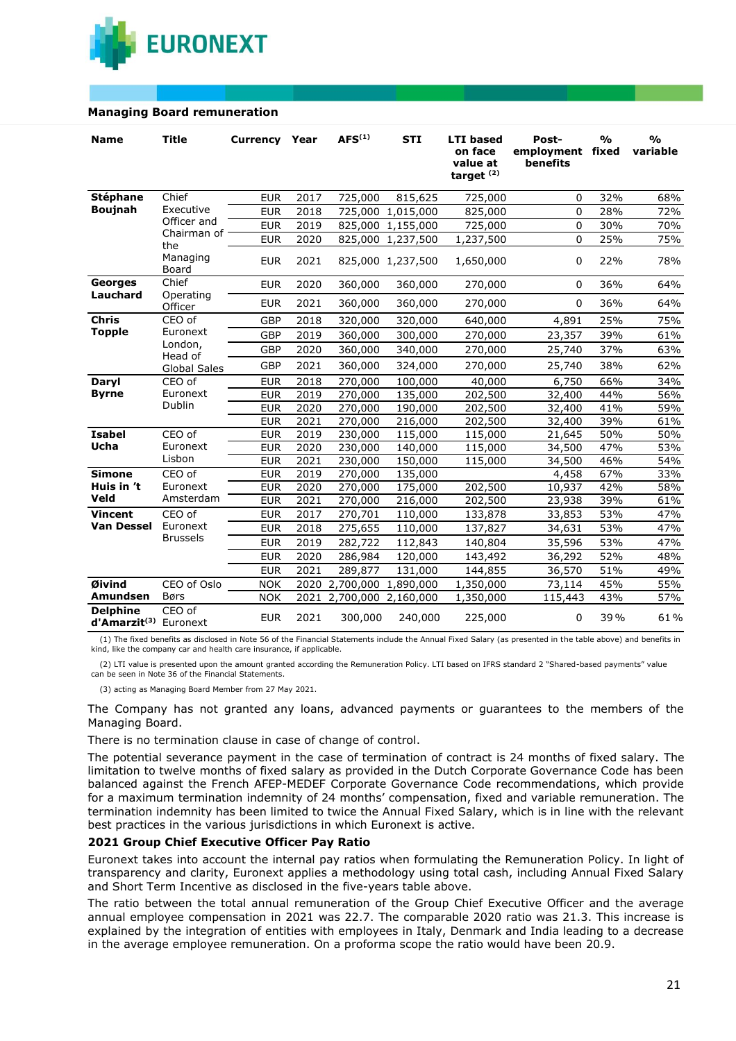## Managing Board remuneration

| Name | Title | Currency | Year | AFS[1] | STI | LTI based on face value at target [2] | Post-employment benefits | % fixed | % variable |
|---|---|---|---|---|---|---|---|---|---|
| **Stéphane Boujnah** | Chief Executive Officer and Chairman of the Managing Board | EUR | 2017 | 725,000 | 815,625 | 725,000 | 0 | 32% | 68% |
| | | EUR | 2018 | 725,000 | 1,015,000 | 825,000 | 0 | 28% | 72% |
| | | EUR | 2019 | 825,000 | 1,155,000 | 725,000 | 0 | 30% | 70% |
| | | EUR | 2020 | 825,000 | 1,237,500 | 1,237,500 | 0 | 25% | 75% |
| | | EUR | 2021 | 825,000 | 1,237,500 | 1,650,000 | 0 | 22% | 78% |
| **Georges Lauchard** | Chief Operating Officer | EUR | 2020 | 360,000 | 360,000 | 270,000 | 0 | 36% | 64% |
| | | EUR | 2021 | 360,000 | 360,000 | 270,000 | 0 | 36% | 64% |
| **Chris Topple** | CEO of Euronext London, Head of Global Sales | GBP | 2018 | 320,000 | 320,000 | 640,000 | 4,891 | 25% | 75% |
| | | GBP | 2019 | 360,000 | 300,000 | 270,000 | 23,357 | 39% | 61% |
| | | GBP | 2020 | 360,000 | 340,000 | 270,000 | 25,740 | 37% | 63% |
| | | GBP | 2021 | 360,000 | 324,000 | 270,000 | 25,740 | 38% | 62% |
| **Daryl Byrne** | CEO of Euronext Dublin | EUR | 2018 | 270,000 | 100,000 | 40,000 | 6,750 | 66% | 34% |
| | | EUR | 2019 | 270,000 | 135,000 | 202,500 | 32,400 | 44% | 56% |
| | | EUR | 2020 | 270,000 | 190,000 | 202,500 | 32,400 | 41% | 59% |
| | | EUR | 2021 | 270,000 | 216,000 | 202,500 | 32,400 | 39% | 61% |
| **Isabel Ucha** | CEO of Euronext Lisbon | EUR | 2019 | 230,000 | 115,000 | 115,000 | 21,645 | 50% | 50% |
| | | EUR | 2020 | 230,000 | 140,000 | 115,000 | 34,500 | 47% | 53% |
| | | EUR | 2021 | 230,000 | 150,000 | 115,000 | 34,500 | 46% | 54% |
| **Simone Huis in 't Veld** | CEO of Euronext Amsterdam | EUR | 2019 | 270,000 | 135,000 | | 4,458 | 67% | 33% |
| | | EUR | 2020 | 270,000 | 175,000 | 202,500 | 10,937 | 42% | 58% |
| | | EUR | 2021 | 270,000 | 216,000 | 202,500 | 23,938 | 39% | 61% |
| **Vincent Van Dessel** | CEO of Euronext Brussels | EUR | 2017 | 270,701 | 110,000 | 133,878 | 33,853 | 53% | 47% |
| | | EUR | 2018 | 275,655 | 110,000 | 137,827 | 34,631 | 53% | 47% |
| | | EUR | 2019 | 282,722 | 112,843 | 140,804 | 35,596 | 53% | 47% |
| | | EUR | 2020 | 286,984 | 120,000 | 143,492 | 36,292 | 52% | 48% |
| | | EUR | 2021 | 289,877 | 131,000 | 144,855 | 36,570 | 51% | 49% |
| **Øivind Amundsen** | CEO of Oslo Børs | NOK | 2020 | 2,700,000 | 1,890,000 | 1,350,000 | 73,114 | 45% | 55% |
| | | NOK | 2021 | 2,700,000 | 2,160,000 | 1,350,000 | 115,443 | 43% | 57% |
| **Delphine d'Amarzit[3]** | CEO of Euronext | EUR | 2021 | 300,000 | 240,000 | 225,000 | 0 | 39% | 61% |

(1) The fixed benefits as disclosed in Note 56 of the Financial Statements include the Annual Fixed Salary (as presented in the table above) and benefits in kind, like the company car and health care insurance, if applicable.

(2) LTI value is presented upon the amount granted according the Remuneration Policy. LTI based on IFRS standard 2 "Shared-based payments" value can be seen in Note 36 of the Financial Statements.

(3) acting as Managing Board Member from 27 May 2021.

The Company has not granted any loans, advanced payments or guarantees to the members of the Managing Board.

There is no termination clause in case of change of control.

The potential severance payment in the case of termination of contract is 24 months of fixed salary. The limitation to twelve months of fixed salary as provided in the Dutch Corporate Governance Code has been balanced against the French AFEP-MEDEF Corporate Governance Code recommendations, which provide for a maximum termination indemnity of 24 months' compensation, fixed and variable remuneration. The termination indemnity has been limited to twice the Annual Fixed Salary, which is in line with the relevant best practices in the various jurisdictions in which Euronext is active.

### 2021 Group Chief Executive Officer Pay Ratio

Euronext takes into account the internal pay ratios when formulating the Remuneration Policy. In light of transparency and clarity, Euronext applies a methodology using total cash, including Annual Fixed Salary and Short Term Incentive as disclosed in the five-years table above.

The ratio between the total annual remuneration of the Group Chief Executive Officer and the average annual employee compensation in 2021 was 22.7. The comparable 2020 ratio was 21.3. This increase is explained by the integration of entities with employees in Italy, Denmark and India leading to a decrease in the average employee remuneration. On a proforma scope the ratio would have been 20.9.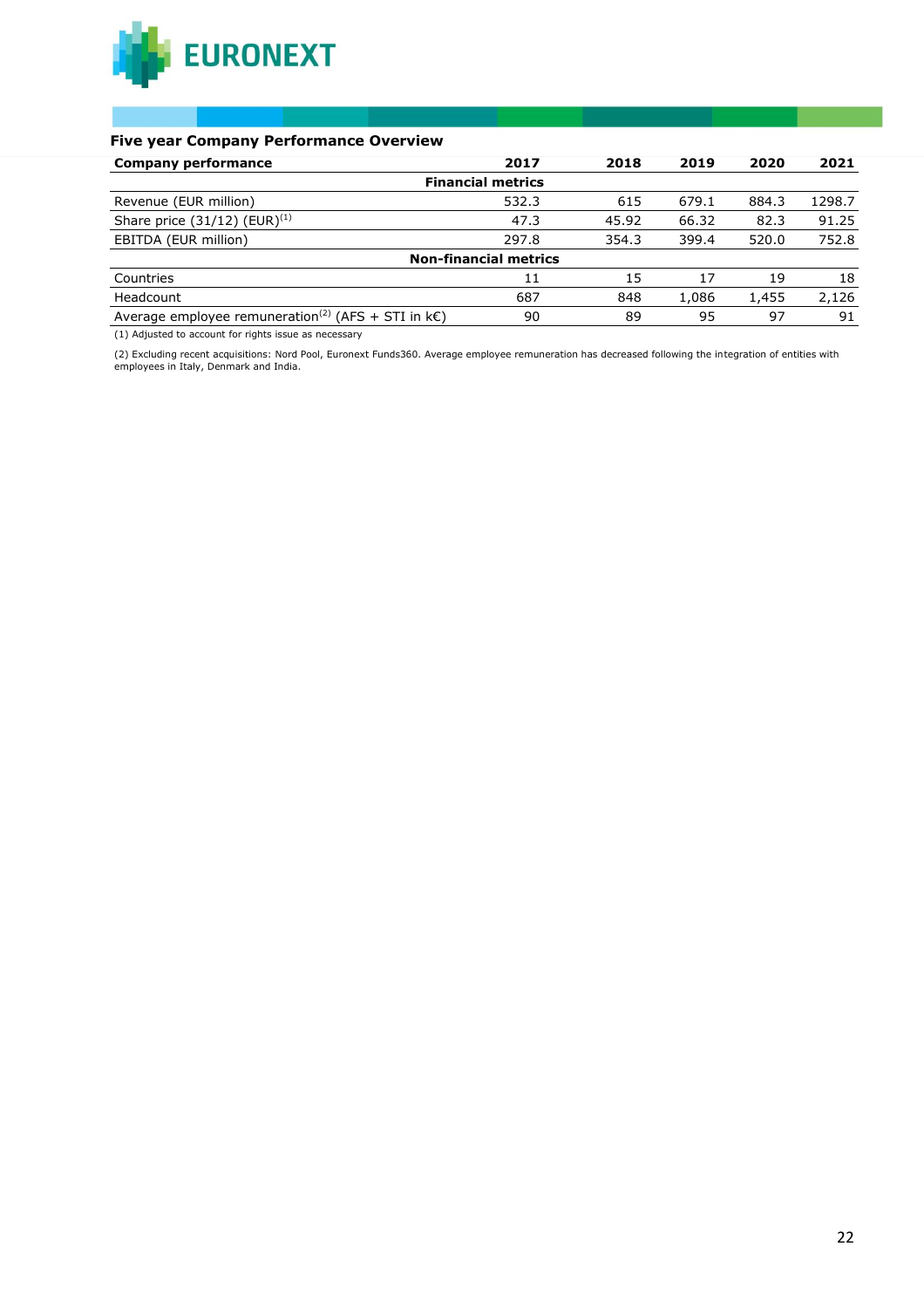## Five year Company Performance Overview

| Company performance | 2017 | 2018 | 2019 | 2020 | 2021 |
|---|---|---|---|---|---|
| **Financial metrics** | | | | | |
| Revenue (EUR million) | 532.3 | 615 | 679.1 | 884.3 | 1298.7 |
| Share price (31/12) (EUR)[(1)] | 47.3 | 45.92 | 66.32 | 82.3 | 91.25 |
| EBITDA (EUR million) | 297.8 | 354.3 | 399.4 | 520.0 | 752.8 |
| **Non-financial metrics** | | | | | |
| Countries | 11 | 15 | 17 | 19 | 18 |
| Headcount | 687 | 848 | 1,086 | 1,455 | 2,126 |
| Average employee remuneration[(2)] (AFS + STI in k€) | 90 | 89 | 95 | 97 | 91 |

(1) Adjusted to account for rights issue as necessary

(2) Excluding recent acquisitions: Nord Pool, Euronext Funds360. Average employee remuneration has decreased following the integration of entities with employees in Italy, Denmark and India.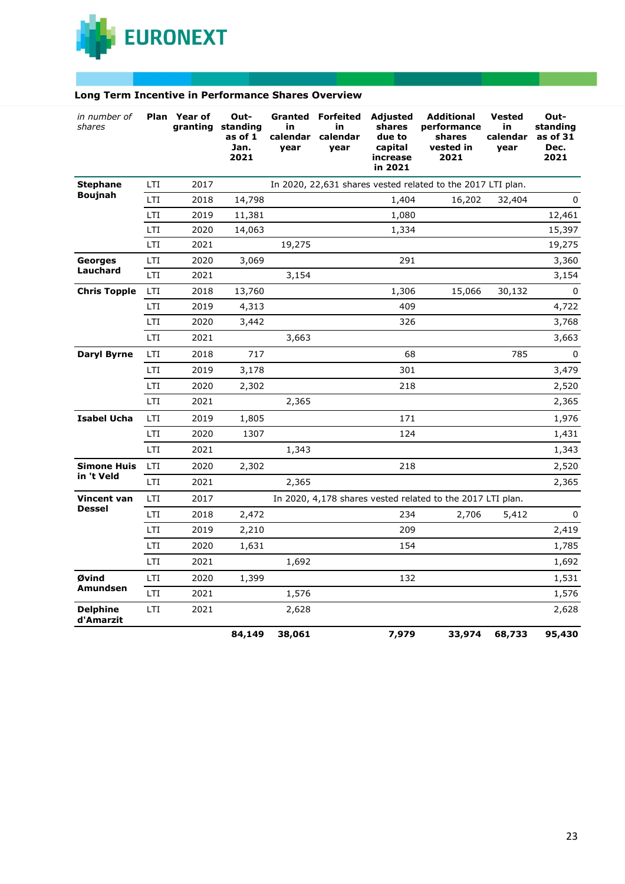## Long Term Incentive in Performance Shares Overview

| *in number of shares* | Plan | Year of granting | Out-standing as of 1 Jan. 2021 | Granted in calendar year | Forfeited in calendar year | Adjusted shares due to capital increase in 2021 | Additional performance shares vested in 2021 | Vested in calendar year | Out-standing as of 31 Dec. 2021 |
|---|---|---|---|---|---|---|---|---|---|
| **Stephane Boujnah** | LTI | 2017 | In 2020, 22,631 shares vested related to the 2017 LTI plan. | | | | | | |
| | LTI | 2018 | 14,798 | | | 1,404 | 16,202 | 32,404 | 0 |
| | LTI | 2019 | 11,381 | | | 1,080 | | | 12,461 |
| | LTI | 2020 | 14,063 | | | 1,334 | | | 15,397 |
| | LTI | 2021 | | 19,275 | | | | | 19,275 |
| **Georges Lauchard** | LTI | 2020 | 3,069 | | | 291 | | | 3,360 |
| | LTI | 2021 | | 3,154 | | | | | 3,154 |
| **Chris Topple** | LTI | 2018 | 13,760 | | | 1,306 | 15,066 | 30,132 | 0 |
| | LTI | 2019 | 4,313 | | | 409 | | | 4,722 |
| | LTI | 2020 | 3,442 | | | 326 | | | 3,768 |
| | LTI | 2021 | | 3,663 | | | | | 3,663 |
| **Daryl Byrne** | LTI | 2018 | 717 | | | 68 | | 785 | 0 |
| | LTI | 2019 | 3,178 | | | 301 | | | 3,479 |
| | LTI | 2020 | 2,302 | | | 218 | | | 2,520 |
| | LTI | 2021 | | 2,365 | | | | | 2,365 |
| **Isabel Ucha** | LTI | 2019 | 1,805 | | | 171 | | | 1,976 |
| | LTI | 2020 | 1307 | | | 124 | | | 1,431 |
| | LTI | 2021 | | 1,343 | | | | | 1,343 |
| **Simone Huis in 't Veld** | LTI | 2020 | 2,302 | | | 218 | | | 2,520 |
| | LTI | 2021 | | 2,365 | | | | | 2,365 |
| **Vincent van Dessel** | LTI | 2017 | In 2020, 4,178 shares vested related to the 2017 LTI plan. | | | | | | |
| | LTI | 2018 | 2,472 | | | 234 | 2,706 | 5,412 | 0 |
| | LTI | 2019 | 2,210 | | | 209 | | | 2,419 |
| | LTI | 2020 | 1,631 | | | 154 | | | 1,785 |
| | LTI | 2021 | | 1,692 | | | | | 1,692 |
| **Øvind Amundsen** | LTI | 2020 | 1,399 | | | 132 | | | 1,531 |
| | LTI | 2021 | | 1,576 | | | | | 1,576 |
| **Delphine d'Amarzit** | LTI | 2021 | | 2,628 | | | | | 2,628 |
| | | | **84,149** | **38,061** | | **7,979** | **33,974** | **68,733** | **95,430** |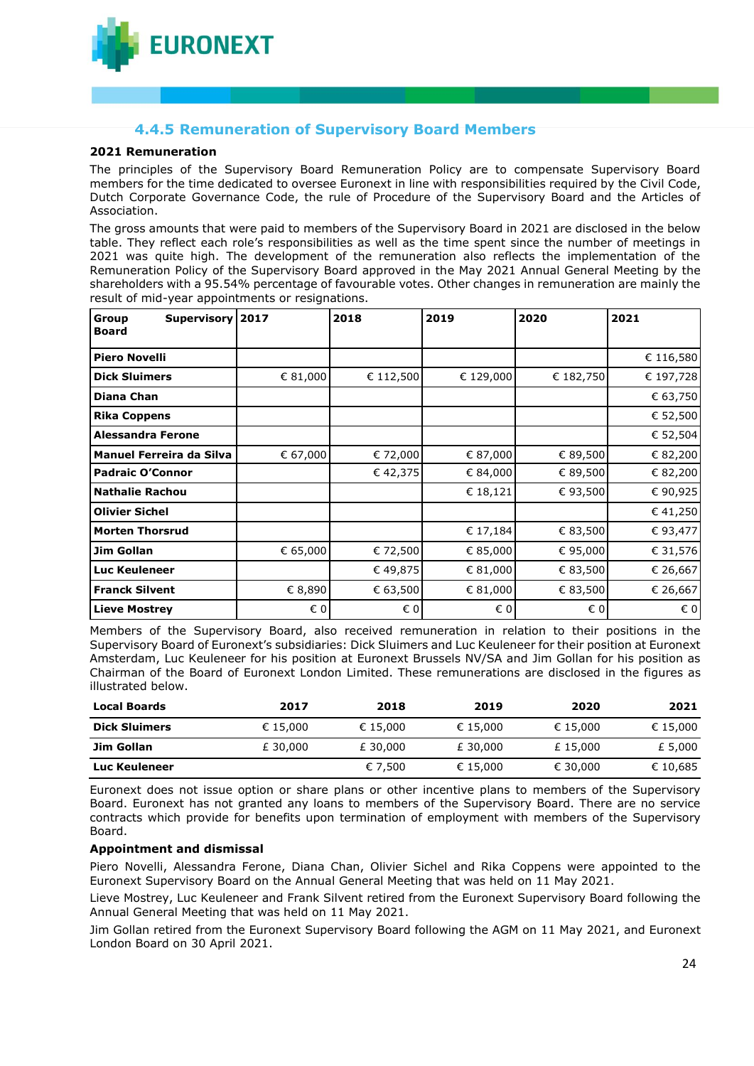### 4.4.5 Remuneration of Supervisory Board Members

**2021 Remuneration**

The principles of the Supervisory Board Remuneration Policy are to compensate Supervisory Board members for the time dedicated to oversee Euronext in line with responsibilities required by the Civil Code, Dutch Corporate Governance Code, the rule of Procedure of the Supervisory Board and the Articles of Association.

The gross amounts that were paid to members of the Supervisory Board in 2021 are disclosed in the below table. They reflect each role's responsibilities as well as the time spent since the number of meetings in 2021 was quite high. The development of the remuneration also reflects the implementation of the Remuneration Policy of the Supervisory Board approved in the May 2021 Annual General Meeting by the shareholders with a 95.54% percentage of favourable votes. Other changes in remuneration are mainly the result of mid-year appointments or resignations.

| Group Supervisory Board | 2017 | 2018 | 2019 | 2020 | 2021 |
|---|---|---|---|---|---|
| **Piero Novelli** | | | | | € 116,580 |
| **Dick Sluimers** | € 81,000 | € 112,500 | € 129,000 | € 182,750 | € 197,728 |
| **Diana Chan** | | | | | € 63,750 |
| **Rika Coppens** | | | | | € 52,500 |
| **Alessandra Ferone** | | | | | € 52,504 |
| **Manuel Ferreira da Silva** | € 67,000 | € 72,000 | € 87,000 | € 89,500 | € 82,200 |
| **Padraic O'Connor** | | € 42,375 | € 84,000 | € 89,500 | € 82,200 |
| **Nathalie Rachou** | | | € 18,121 | € 93,500 | € 90,925 |
| **Olivier Sichel** | | | | | € 41,250 |
| **Morten Thorsrud** | | | € 17,184 | € 83,500 | € 93,477 |
| **Jim Gollan** | € 65,000 | € 72,500 | € 85,000 | € 95,000 | € 31,576 |
| **Luc Keuleneer** | | € 49,875 | € 81,000 | € 83,500 | € 26,667 |
| **Franck Silvent** | € 8,890 | € 63,500 | € 81,000 | € 83,500 | € 26,667 |
| **Lieve Mostrey** | € 0 | € 0 | € 0 | € 0 | € 0 |

Members of the Supervisory Board, also received remuneration in relation to their positions in the Supervisory Board of Euronext's subsidiaries: Dick Sluimers and Luc Keuleneer for their position at Euronext Amsterdam, Luc Keuleneer for his position at Euronext Brussels NV/SA and Jim Gollan for his position as Chairman of the Board of Euronext London Limited. These remunerations are disclosed in the figures as illustrated below.

| Local Boards | 2017 | 2018 | 2019 | 2020 | 2021 |
|---|---|---|---|---|---|
| **Dick Sluimers** | € 15,000 | € 15,000 | € 15,000 | € 15,000 | € 15,000 |
| **Jim Gollan** | £ 30,000 | £ 30,000 | £ 30,000 | £ 15,000 | £ 5,000 |
| **Luc Keuleneer** | | € 7,500 | € 15,000 | € 30,000 | € 10,685 |

Euronext does not issue option or share plans or other incentive plans to members of the Supervisory Board. Euronext has not granted any loans to members of the Supervisory Board. There are no service contracts which provide for benefits upon termination of employment with members of the Supervisory Board.

**Appointment and dismissal**

Piero Novelli, Alessandra Ferone, Diana Chan, Olivier Sichel and Rika Coppens were appointed to the Euronext Supervisory Board on the Annual General Meeting that was held on 11 May 2021.

Lieve Mostrey, Luc Keuleneer and Frank Silvent retired from the Euronext Supervisory Board following the Annual General Meeting that was held on 11 May 2021.

Jim Gollan retired from the Euronext Supervisory Board following the AGM on 11 May 2021, and Euronext London Board on 30 April 2021.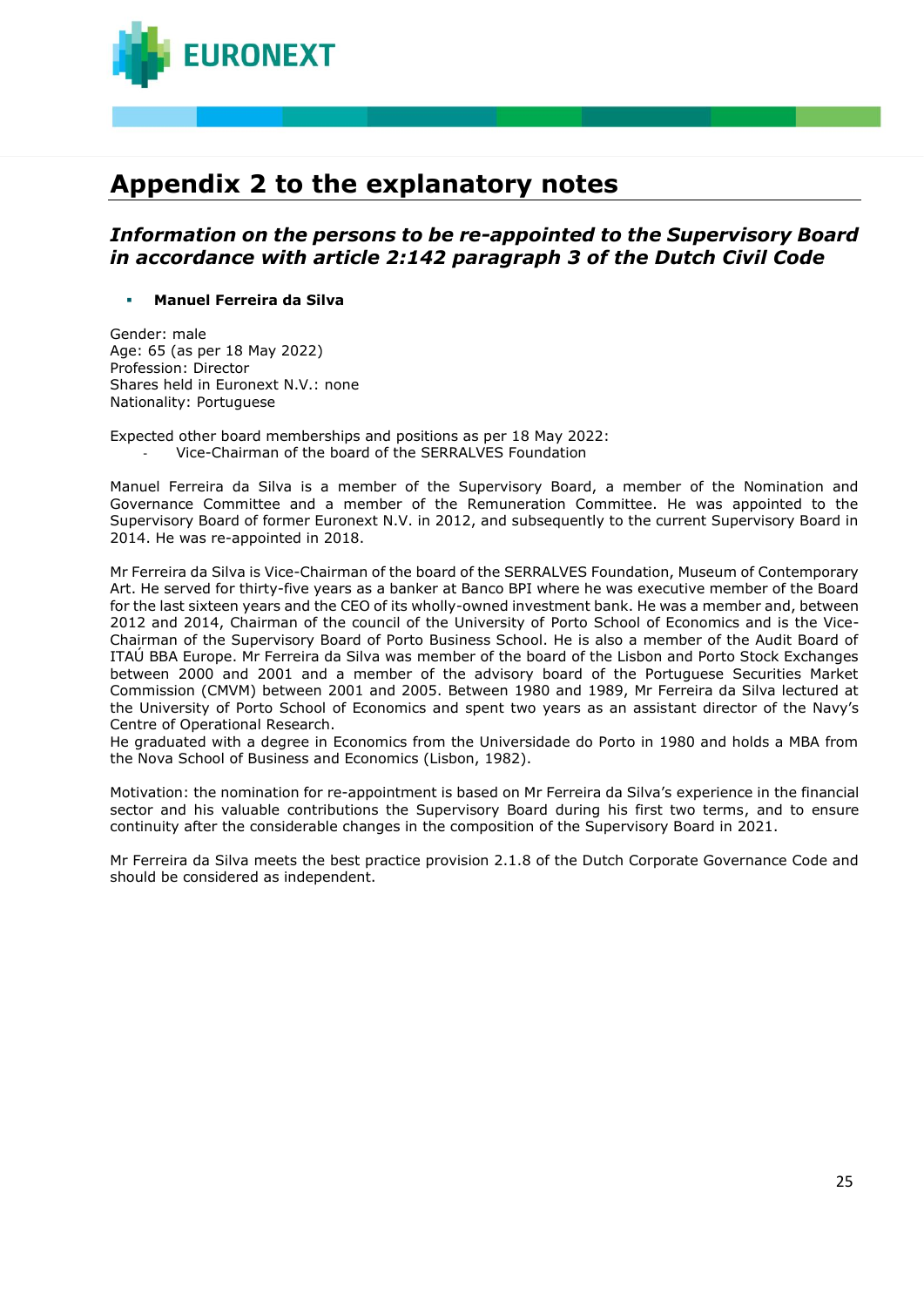# Appendix 2 to the explanatory notes

## *Information on the persons to be re-appointed to the Supervisory Board in accordance with article 2:142 paragraph 3 of the Dutch Civil Code*

- **Manuel Ferreira da Silva**

Gender: male
Age: 65 (as per 18 May 2022)
Profession: Director
Shares held in Euronext N.V.: none
Nationality: Portuguese

Expected other board memberships and positions as per 18 May 2022:

- Vice-Chairman of the board of the SERRALVES Foundation

Manuel Ferreira da Silva is a member of the Supervisory Board, a member of the Nomination and Governance Committee and a member of the Remuneration Committee. He was appointed to the Supervisory Board of former Euronext N.V. in 2012, and subsequently to the current Supervisory Board in 2014. He was re-appointed in 2018.

Mr Ferreira da Silva is Vice-Chairman of the board of the SERRALVES Foundation, Museum of Contemporary Art. He served for thirty-five years as a banker at Banco BPI where he was executive member of the Board for the last sixteen years and the CEO of its wholly-owned investment bank. He was a member and, between 2012 and 2014, Chairman of the council of the University of Porto School of Economics and is the Vice-Chairman of the Supervisory Board of Porto Business School. He is also a member of the Audit Board of ITAÚ BBA Europe. Mr Ferreira da Silva was member of the board of the Lisbon and Porto Stock Exchanges between 2000 and 2001 and a member of the advisory board of the Portuguese Securities Market Commission (CMVM) between 2001 and 2005. Between 1980 and 1989, Mr Ferreira da Silva lectured at the University of Porto School of Economics and spent two years as an assistant director of the Navy's Centre of Operational Research.
He graduated with a degree in Economics from the Universidade do Porto in 1980 and holds a MBA from the Nova School of Business and Economics (Lisbon, 1982).

Motivation: the nomination for re-appointment is based on Mr Ferreira da Silva's experience in the financial sector and his valuable contributions the Supervisory Board during his first two terms, and to ensure continuity after the considerable changes in the composition of the Supervisory Board in 2021.

Mr Ferreira da Silva meets the best practice provision 2.1.8 of the Dutch Corporate Governance Code and should be considered as independent.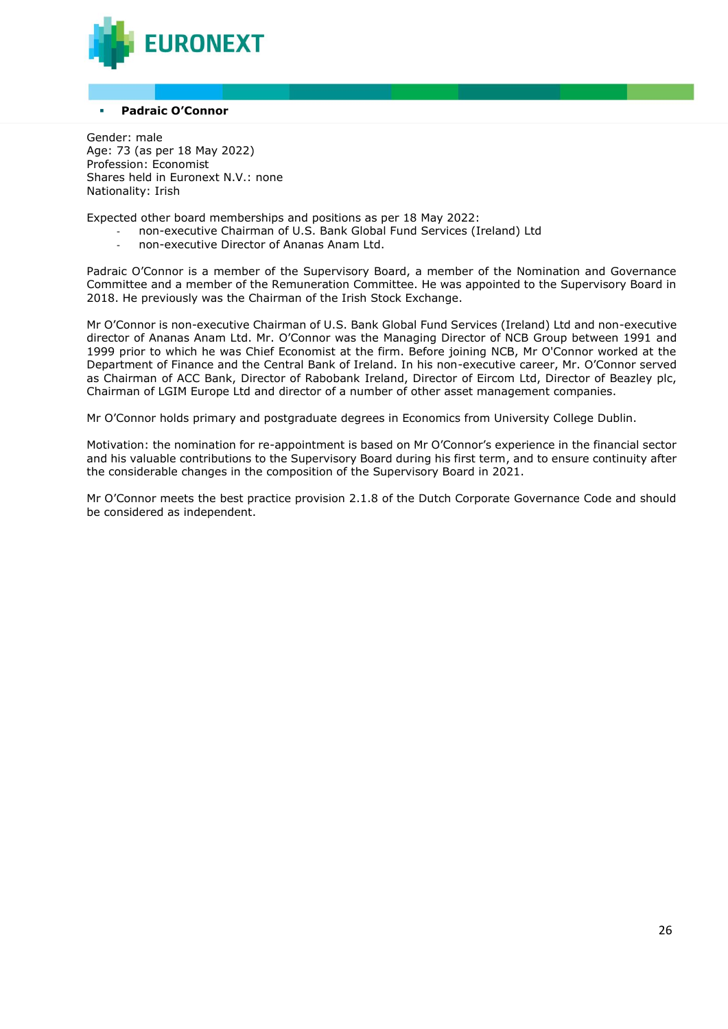- **Padraic O'Connor**

Gender: male
Age: 73 (as per 18 May 2022)
Profession: Economist
Shares held in Euronext N.V.: none
Nationality: Irish

Expected other board memberships and positions as per 18 May 2022:

- non-executive Chairman of U.S. Bank Global Fund Services (Ireland) Ltd
- non-executive Director of Ananas Anam Ltd.

Padraic O'Connor is a member of the Supervisory Board, a member of the Nomination and Governance Committee and a member of the Remuneration Committee. He was appointed to the Supervisory Board in 2018. He previously was the Chairman of the Irish Stock Exchange.

Mr O'Connor is non-executive Chairman of U.S. Bank Global Fund Services (Ireland) Ltd and non-executive director of Ananas Anam Ltd. Mr. O'Connor was the Managing Director of NCB Group between 1991 and 1999 prior to which he was Chief Economist at the firm. Before joining NCB, Mr O'Connor worked at the Department of Finance and the Central Bank of Ireland. In his non-executive career, Mr. O'Connor served as Chairman of ACC Bank, Director of Rabobank Ireland, Director of Eircom Ltd, Director of Beazley plc, Chairman of LGIM Europe Ltd and director of a number of other asset management companies.

Mr O'Connor holds primary and postgraduate degrees in Economics from University College Dublin.

Motivation: the nomination for re-appointment is based on Mr O'Connor's experience in the financial sector and his valuable contributions to the Supervisory Board during his first term, and to ensure continuity after the considerable changes in the composition of the Supervisory Board in 2021.

Mr O'Connor meets the best practice provision 2.1.8 of the Dutch Corporate Governance Code and should be considered as independent.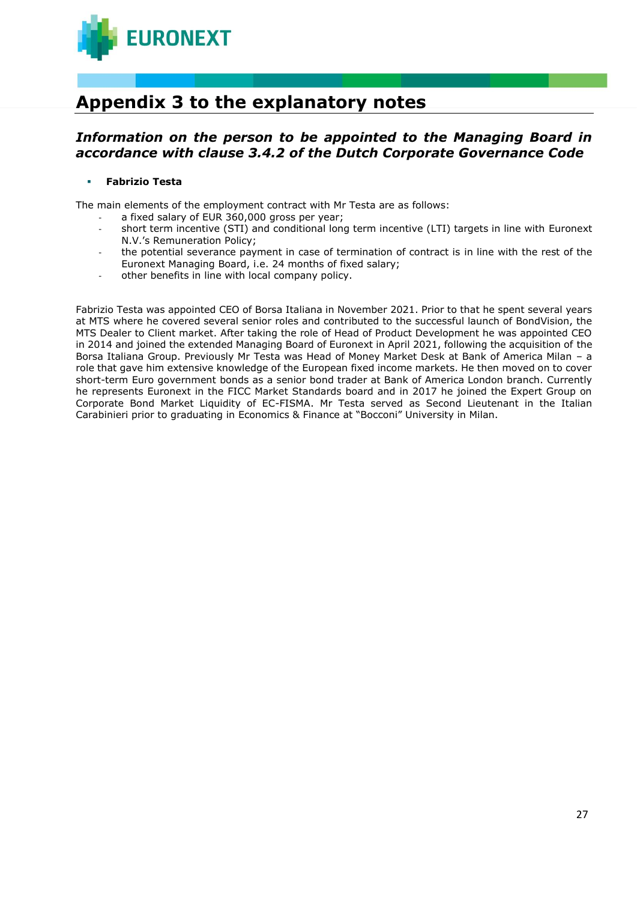# Appendix 3 to the explanatory notes

## *Information on the person to be appointed to the Managing Board in accordance with clause 3.4.2 of the Dutch Corporate Governance Code*

- **Fabrizio Testa**

The main elements of the employment contract with Mr Testa are as follows:

- a fixed salary of EUR 360,000 gross per year;
- short term incentive (STI) and conditional long term incentive (LTI) targets in line with Euronext N.V.'s Remuneration Policy;
- the potential severance payment in case of termination of contract is in line with the rest of the Euronext Managing Board, i.e. 24 months of fixed salary;
- other benefits in line with local company policy.

Fabrizio Testa was appointed CEO of Borsa Italiana in November 2021. Prior to that he spent several years at MTS where he covered several senior roles and contributed to the successful launch of BondVision, the MTS Dealer to Client market. After taking the role of Head of Product Development he was appointed CEO in 2014 and joined the extended Managing Board of Euronext in April 2021, following the acquisition of the Borsa Italiana Group. Previously Mr Testa was Head of Money Market Desk at Bank of America Milan – a role that gave him extensive knowledge of the European fixed income markets. He then moved on to cover short-term Euro government bonds as a senior bond trader at Bank of America London branch. Currently he represents Euronext in the FICC Market Standards board and in 2017 he joined the Expert Group on Corporate Bond Market Liquidity of EC-FISMA. Mr Testa served as Second Lieutenant in the Italian Carabinieri prior to graduating in Economics & Finance at "Bocconi" University in Milan.